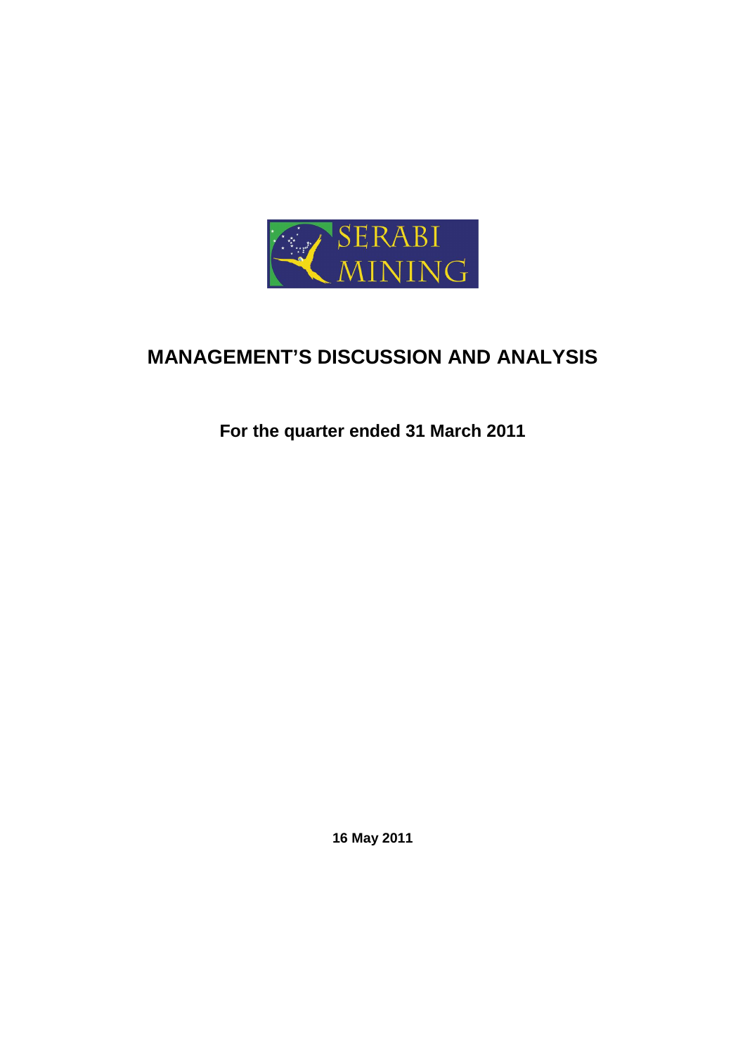SERABI MINING

# MANAGEMENT'S DISCUSSION AND ANALYSIS

**For the quarter ended 31 March 2011**

**16 May 2011**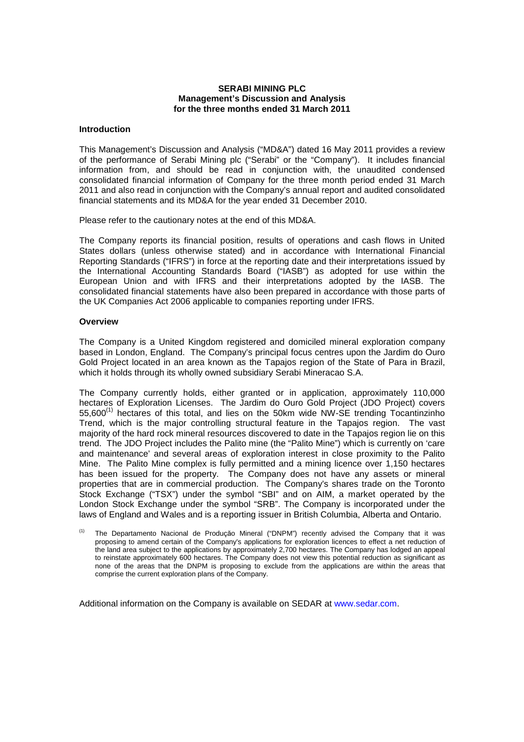**SERABI MINING PLC**
**Management's Discussion and Analysis**
**for the three months ended 31 March 2011**

### Introduction

This Management's Discussion and Analysis ("MD&A") dated 16 May 2011 provides a review of the performance of Serabi Mining plc ("Serabi" or the "Company"). It includes financial information from, and should be read in conjunction with, the unaudited condensed consolidated financial information of Company for the three month period ended 31 March 2011 and also read in conjunction with the Company's annual report and audited consolidated financial statements and its MD&A for the year ended 31 December 2010.

Please refer to the cautionary notes at the end of this MD&A.

The Company reports its financial position, results of operations and cash flows in United States dollars (unless otherwise stated) and in accordance with International Financial Reporting Standards ("IFRS") in force at the reporting date and their interpretations issued by the International Accounting Standards Board ("IASB") as adopted for use within the European Union and with IFRS and their interpretations adopted by the IASB. The consolidated financial statements have also been prepared in accordance with those parts of the UK Companies Act 2006 applicable to companies reporting under IFRS.

### Overview

The Company is a United Kingdom registered and domiciled mineral exploration company based in London, England. The Company's principal focus centres upon the Jardim do Ouro Gold Project located in an area known as the Tapajos region of the State of Para in Brazil, which it holds through its wholly owned subsidiary Serabi Mineracao S.A.

The Company currently holds, either granted or in application, approximately 110,000 hectares of Exploration Licenses. The Jardim do Ouro Gold Project (JDO Project) covers 55,600[1] hectares of this total, and lies on the 50km wide NW-SE trending Tocantinzinho Trend, which is the major controlling structural feature in the Tapajos region. The vast majority of the hard rock mineral resources discovered to date in the Tapajos region lie on this trend. The JDO Project includes the Palito mine (the "Palito Mine") which is currently on 'care and maintenance' and several areas of exploration interest in close proximity to the Palito Mine. The Palito Mine complex is fully permitted and a mining licence over 1,150 hectares has been issued for the property. The Company does not have any assets or mineral properties that are in commercial production. The Company's shares trade on the Toronto Stock Exchange ("TSX") under the symbol "SBI" and on AIM, a market operated by the London Stock Exchange under the symbol "SRB". The Company is incorporated under the laws of England and Wales and is a reporting issuer in British Columbia, Alberta and Ontario.

[1] The Departamento Nacional de Produção Mineral ("DNPM") recently advised the Company that it was proposing to amend certain of the Company's applications for exploration licences to effect a net reduction of the land area subject to the applications by approximately 2,700 hectares. The Company has lodged an appeal to reinstate approximately 600 hectares. The Company does not view this potential reduction as significant as none of the areas that the DNPM is proposing to exclude from the applications are within the areas that comprise the current exploration plans of the Company.

Additional information on the Company is available on SEDAR at www.sedar.com.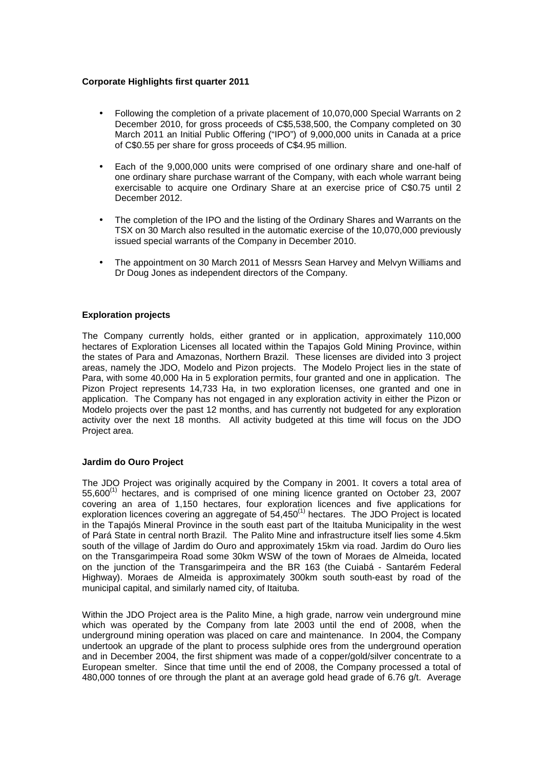**Corporate Highlights first quarter 2011**

- Following the completion of a private placement of 10,070,000 Special Warrants on 2 December 2010, for gross proceeds of C$5,538,500, the Company completed on 30 March 2011 an Initial Public Offering ("IPO") of 9,000,000 units in Canada at a price of C$0.55 per share for gross proceeds of C$4.95 million.
- Each of the 9,000,000 units were comprised of one ordinary share and one-half of one ordinary share purchase warrant of the Company, with each whole warrant being exercisable to acquire one Ordinary Share at an exercise price of C$0.75 until 2 December 2012.
- The completion of the IPO and the listing of the Ordinary Shares and Warrants on the TSX on 30 March also resulted in the automatic exercise of the 10,070,000 previously issued special warrants of the Company in December 2010.
- The appointment on 30 March 2011 of Messrs Sean Harvey and Melvyn Williams and Dr Doug Jones as independent directors of the Company.

**Exploration projects**

The Company currently holds, either granted or in application, approximately 110,000 hectares of Exploration Licenses all located within the Tapajos Gold Mining Province, within the states of Para and Amazonas, Northern Brazil. These licenses are divided into 3 project areas, namely the JDO, Modelo and Pizon projects. The Modelo Project lies in the state of Para, with some 40,000 Ha in 5 exploration permits, four granted and one in application. The Pizon Project represents 14,733 Ha, in two exploration licenses, one granted and one in application. The Company has not engaged in any exploration activity in either the Pizon or Modelo projects over the past 12 months, and has currently not budgeted for any exploration activity over the next 18 months. All activity budgeted at this time will focus on the JDO Project area.

**Jardim do Ouro Project**

The JDO Project was originally acquired by the Company in 2001. It covers a total area of 55,600[(1)] hectares, and is comprised of one mining licence granted on October 23, 2007 covering an area of 1,150 hectares, four exploration licences and five applications for exploration licences covering an aggregate of 54,450[(1)] hectares. The JDO Project is located in the Tapajós Mineral Province in the south east part of the Itaituba Municipality in the west of Pará State in central north Brazil. The Palito Mine and infrastructure itself lies some 4.5km south of the village of Jardim do Ouro and approximately 15km via road. Jardim do Ouro lies on the Transgarimpeira Road some 30km WSW of the town of Moraes de Almeida, located on the junction of the Transgarimpeira and the BR 163 (the Cuiabá - Santarém Federal Highway). Moraes de Almeida is approximately 300km south south-east by road of the municipal capital, and similarly named city, of Itaituba.

Within the JDO Project area is the Palito Mine, a high grade, narrow vein underground mine which was operated by the Company from late 2003 until the end of 2008, when the underground mining operation was placed on care and maintenance. In 2004, the Company undertook an upgrade of the plant to process sulphide ores from the underground operation and in December 2004, the first shipment was made of a copper/gold/silver concentrate to a European smelter. Since that time until the end of 2008, the Company processed a total of 480,000 tonnes of ore through the plant at an average gold head grade of 6.76 g/t. Average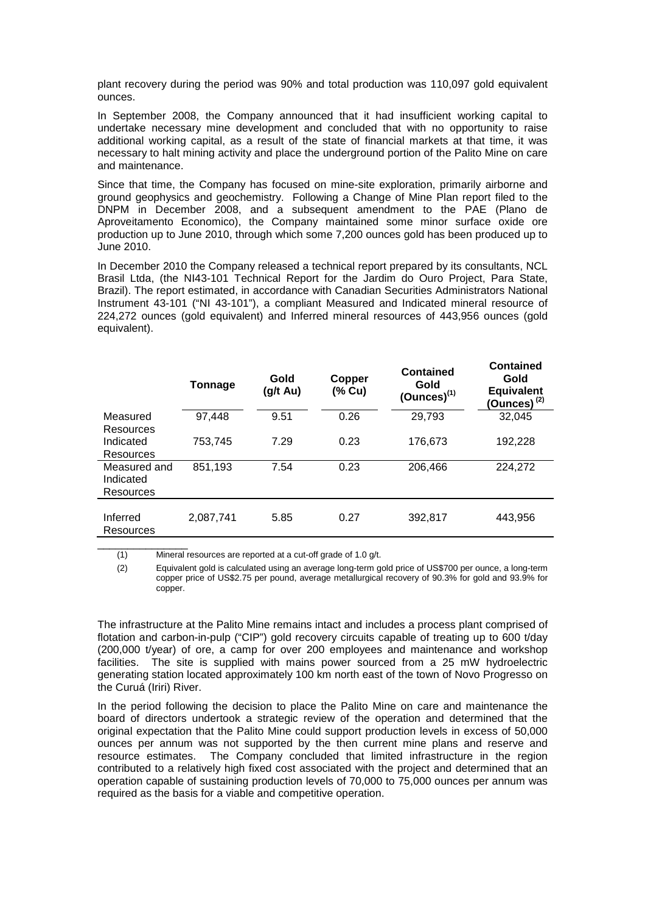plant recovery during the period was 90% and total production was 110,097 gold equivalent ounces.

In September 2008, the Company announced that it had insufficient working capital to undertake necessary mine development and concluded that with no opportunity to raise additional working capital, as a result of the state of financial markets at that time, it was necessary to halt mining activity and place the underground portion of the Palito Mine on care and maintenance.

Since that time, the Company has focused on mine-site exploration, primarily airborne and ground geophysics and geochemistry. Following a Change of Mine Plan report filed to the DNPM in December 2008, and a subsequent amendment to the PAE (Plano de Aproveitamento Economico), the Company maintained some minor surface oxide ore production up to June 2010, through which some 7,200 ounces gold has been produced up to June 2010.

In December 2010 the Company released a technical report prepared by its consultants, NCL Brasil Ltda, (the NI43-101 Technical Report for the Jardim do Ouro Project, Para State, Brazil). The report estimated, in accordance with Canadian Securities Administrators National Instrument 43-101 ("NI 43-101"), a compliant Measured and Indicated mineral resource of 224,272 ounces (gold equivalent) and Inferred mineral resources of 443,956 ounces (gold equivalent).

| | Tonnage | Gold (g/t Au) | Copper (% Cu) | Contained Gold (Ounces)(1) | Contained Gold Equivalent (Ounces)(2) |
|---|---|---|---|---|---|
| Measured Resources | 97,448 | 9.51 | 0.26 | 29,793 | 32,045 |
| Indicated Resources | 753,745 | 7.29 | 0.23 | 176,673 | 192,228 |
| Measured and Indicated Resources | 851,193 | 7.54 | 0.23 | 206,466 | 224,272 |
| Inferred Resources | 2,087,741 | 5.85 | 0.27 | 392,817 | 443,956 |

(1) Mineral resources are reported at a cut-off grade of 1.0 g/t.

(2) Equivalent gold is calculated using an average long-term gold price of US$700 per ounce, a long-term copper price of US$2.75 per pound, average metallurgical recovery of 90.3% for gold and 93.9% for copper.

The infrastructure at the Palito Mine remains intact and includes a process plant comprised of flotation and carbon-in-pulp ("CIP") gold recovery circuits capable of treating up to 600 t/day (200,000 t/year) of ore, a camp for over 200 employees and maintenance and workshop facilities. The site is supplied with mains power sourced from a 25 mW hydroelectric generating station located approximately 100 km north east of the town of Novo Progresso on the Curuá (Iriri) River.

In the period following the decision to place the Palito Mine on care and maintenance the board of directors undertook a strategic review of the operation and determined that the original expectation that the Palito Mine could support production levels in excess of 50,000 ounces per annum was not supported by the then current mine plans and reserve and resource estimates. The Company concluded that limited infrastructure in the region contributed to a relatively high fixed cost associated with the project and determined that an operation capable of sustaining production levels of 70,000 to 75,000 ounces per annum was required as the basis for a viable and competitive operation.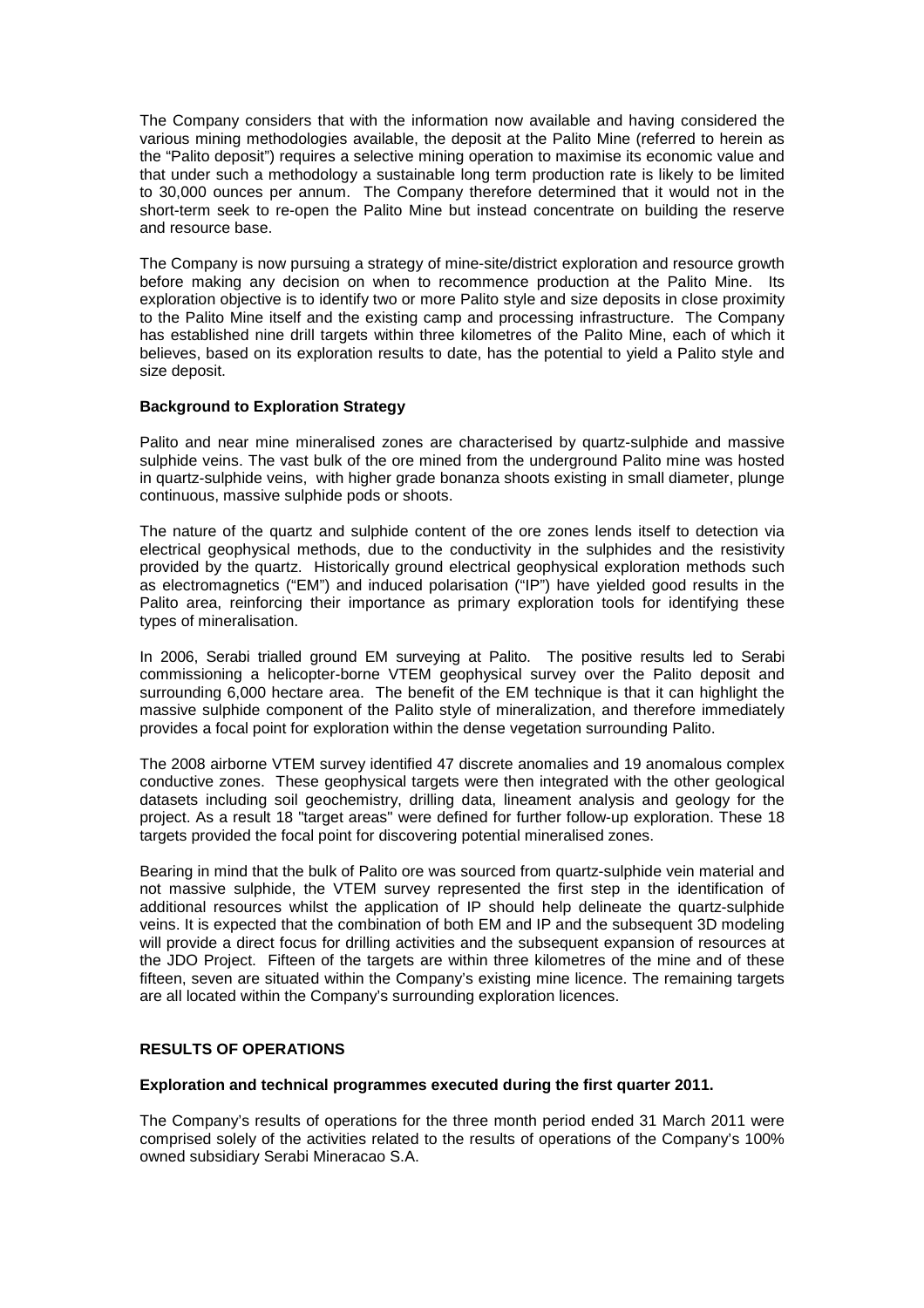The Company considers that with the information now available and having considered the various mining methodologies available, the deposit at the Palito Mine (referred to herein as the "Palito deposit") requires a selective mining operation to maximise its economic value and that under such a methodology a sustainable long term production rate is likely to be limited to 30,000 ounces per annum. The Company therefore determined that it would not in the short-term seek to re-open the Palito Mine but instead concentrate on building the reserve and resource base.

The Company is now pursuing a strategy of mine-site/district exploration and resource growth before making any decision on when to recommence production at the Palito Mine. Its exploration objective is to identify two or more Palito style and size deposits in close proximity to the Palito Mine itself and the existing camp and processing infrastructure. The Company has established nine drill targets within three kilometres of the Palito Mine, each of which it believes, based on its exploration results to date, has the potential to yield a Palito style and size deposit.

**Background to Exploration Strategy**

Palito and near mine mineralised zones are characterised by quartz-sulphide and massive sulphide veins. The vast bulk of the ore mined from the underground Palito mine was hosted in quartz-sulphide veins, with higher grade bonanza shoots existing in small diameter, plunge continuous, massive sulphide pods or shoots.

The nature of the quartz and sulphide content of the ore zones lends itself to detection via electrical geophysical methods, due to the conductivity in the sulphides and the resistivity provided by the quartz. Historically ground electrical geophysical exploration methods such as electromagnetics ("EM") and induced polarisation ("IP") have yielded good results in the Palito area, reinforcing their importance as primary exploration tools for identifying these types of mineralisation.

In 2006, Serabi trialled ground EM surveying at Palito. The positive results led to Serabi commissioning a helicopter-borne VTEM geophysical survey over the Palito deposit and surrounding 6,000 hectare area. The benefit of the EM technique is that it can highlight the massive sulphide component of the Palito style of mineralization, and therefore immediately provides a focal point for exploration within the dense vegetation surrounding Palito.

The 2008 airborne VTEM survey identified 47 discrete anomalies and 19 anomalous complex conductive zones. These geophysical targets were then integrated with the other geological datasets including soil geochemistry, drilling data, lineament analysis and geology for the project. As a result 18 "target areas" were defined for further follow-up exploration. These 18 targets provided the focal point for discovering potential mineralised zones.

Bearing in mind that the bulk of Palito ore was sourced from quartz-sulphide vein material and not massive sulphide, the VTEM survey represented the first step in the identification of additional resources whilst the application of IP should help delineate the quartz-sulphide veins. It is expected that the combination of both EM and IP and the subsequent 3D modeling will provide a direct focus for drilling activities and the subsequent expansion of resources at the JDO Project. Fifteen of the targets are within three kilometres of the mine and of these fifteen, seven are situated within the Company's existing mine licence. The remaining targets are all located within the Company's surrounding exploration licences.

**RESULTS OF OPERATIONS**

**Exploration and technical programmes executed during the first quarter 2011.**

The Company's results of operations for the three month period ended 31 March 2011 were comprised solely of the activities related to the results of operations of the Company's 100% owned subsidiary Serabi Mineracao S.A.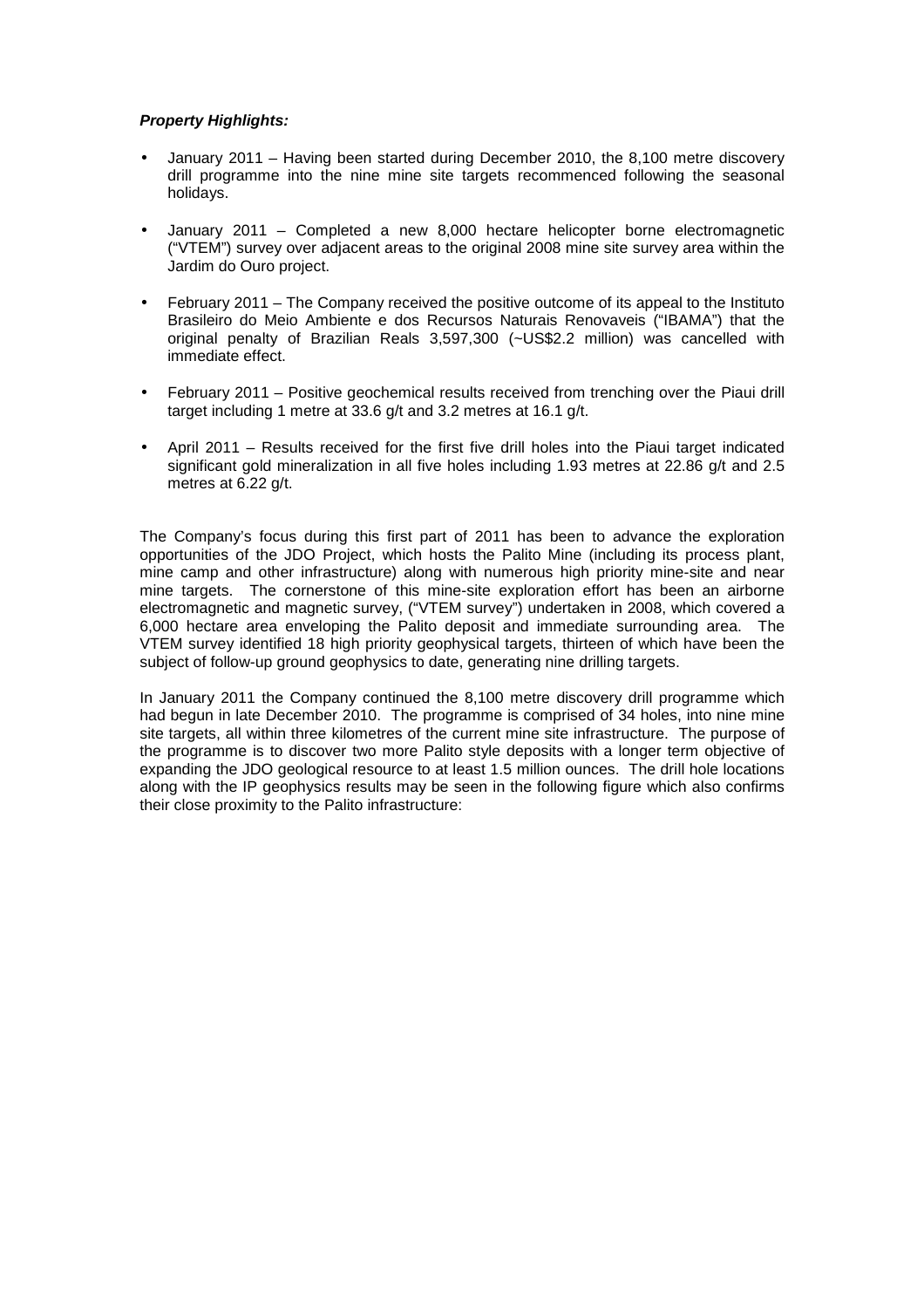***Property Highlights:***

- January 2011 – Having been started during December 2010, the 8,100 metre discovery drill programme into the nine mine site targets recommenced following the seasonal holidays.
- January 2011 – Completed a new 8,000 hectare helicopter borne electromagnetic ("VTEM") survey over adjacent areas to the original 2008 mine site survey area within the Jardim do Ouro project.
- February 2011 – The Company received the positive outcome of its appeal to the Instituto Brasileiro do Meio Ambiente e dos Recursos Naturais Renovaveis ("IBAMA") that the original penalty of Brazilian Reals 3,597,300 (~US$2.2 million) was cancelled with immediate effect.
- February 2011 – Positive geochemical results received from trenching over the Piaui drill target including 1 metre at 33.6 g/t and 3.2 metres at 16.1 g/t.
- April 2011 – Results received for the first five drill holes into the Piaui target indicated significant gold mineralization in all five holes including 1.93 metres at 22.86 g/t and 2.5 metres at 6.22 g/t.

The Company's focus during this first part of 2011 has been to advance the exploration opportunities of the JDO Project, which hosts the Palito Mine (including its process plant, mine camp and other infrastructure) along with numerous high priority mine-site and near mine targets. The cornerstone of this mine-site exploration effort has been an airborne electromagnetic and magnetic survey, ("VTEM survey") undertaken in 2008, which covered a 6,000 hectare area enveloping the Palito deposit and immediate surrounding area. The VTEM survey identified 18 high priority geophysical targets, thirteen of which have been the subject of follow-up ground geophysics to date, generating nine drilling targets.

In January 2011 the Company continued the 8,100 metre discovery drill programme which had begun in late December 2010. The programme is comprised of 34 holes, into nine mine site targets, all within three kilometres of the current mine site infrastructure. The purpose of the programme is to discover two more Palito style deposits with a longer term objective of expanding the JDO geological resource to at least 1.5 million ounces. The drill hole locations along with the IP geophysics results may be seen in the following figure which also confirms their close proximity to the Palito infrastructure: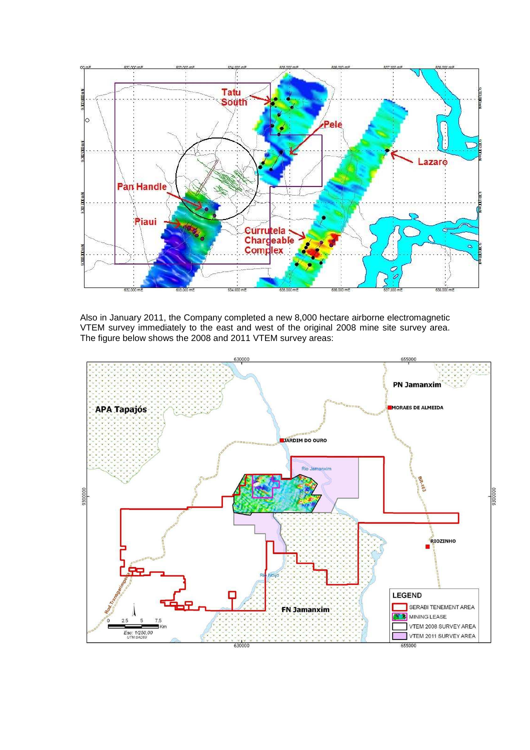Also in January 2011, the Company completed a new 8,000 hectare airborne electromagnetic VTEM survey immediately to the east and west of the original 2008 mine site survey area. The figure below shows the 2008 and 2011 VTEM survey areas: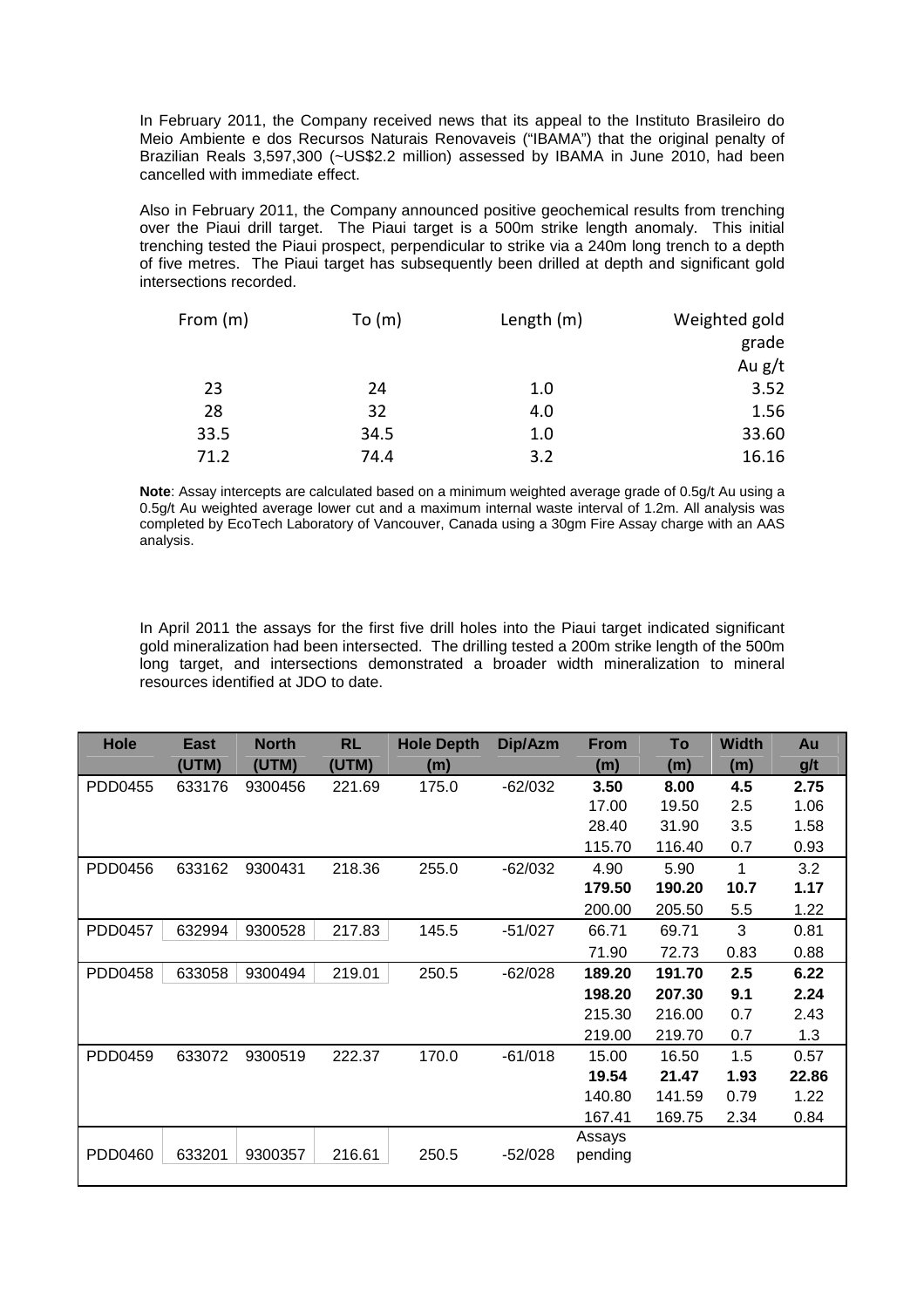In February 2011, the Company received news that its appeal to the Instituto Brasileiro do Meio Ambiente e dos Recursos Naturais Renovaveis ("IBAMA") that the original penalty of Brazilian Reals 3,597,300 (~US$2.2 million) assessed by IBAMA in June 2010, had been cancelled with immediate effect.

Also in February 2011, the Company announced positive geochemical results from trenching over the Piaui drill target. The Piaui target is a 500m strike length anomaly. This initial trenching tested the Piaui prospect, perpendicular to strike via a 240m long trench to a depth of five metres. The Piaui target has subsequently been drilled at depth and significant gold intersections recorded.

| From (m) | To (m) | Length (m) | Weighted gold grade Au g/t |
|---|---|---|---|
| 23 | 24 | 1.0 | 3.52 |
| 28 | 32 | 4.0 | 1.56 |
| 33.5 | 34.5 | 1.0 | 33.60 |
| 71.2 | 74.4 | 3.2 | 16.16 |

**Note**: Assay intercepts are calculated based on a minimum weighted average grade of 0.5g/t Au using a 0.5g/t Au weighted average lower cut and a maximum internal waste interval of 1.2m. All analysis was completed by EcoTech Laboratory of Vancouver, Canada using a 30gm Fire Assay charge with an AAS analysis.

In April 2011 the assays for the first five drill holes into the Piaui target indicated significant gold mineralization had been intersected. The drilling tested a 200m strike length of the 500m long target, and intersections demonstrated a broader width mineralization to mineral resources identified at JDO to date.

| Hole | East (UTM) | North (UTM) | RL (UTM) | Hole Depth (m) | Dip/Azm | From (m) | To (m) | Width (m) | Au g/t |
|---|---|---|---|---|---|---|---|---|---|
| PDD0455 | 633176 | 9300456 | 221.69 | 175.0 | -62/032 | **3.50** | **8.00** | **4.5** | **2.75** |
| | | | | | | 17.00 | 19.50 | 2.5 | 1.06 |
| | | | | | | 28.40 | 31.90 | 3.5 | 1.58 |
| | | | | | | 115.70 | 116.40 | 0.7 | 0.93 |
| PDD0456 | 633162 | 9300431 | 218.36 | 255.0 | -62/032 | 4.90 | 5.90 | 1 | 3.2 |
| | | | | | | **179.50** | **190.20** | **10.7** | **1.17** |
| | | | | | | 200.00 | 205.50 | 5.5 | 1.22 |
| PDD0457 | 632994 | 9300528 | 217.83 | 145.5 | -51/027 | 66.71 | 69.71 | 3 | 0.81 |
| | | | | | | 71.90 | 72.73 | 0.83 | 0.88 |
| PDD0458 | 633058 | 9300494 | 219.01 | 250.5 | -62/028 | **189.20** | **191.70** | **2.5** | **6.22** |
| | | | | | | **198.20** | **207.30** | **9.1** | **2.24** |
| | | | | | | 215.30 | 216.00 | 0.7 | 2.43 |
| | | | | | | 219.00 | 219.70 | 0.7 | 1.3 |
| PDD0459 | 633072 | 9300519 | 222.37 | 170.0 | -61/018 | 15.00 | 16.50 | 1.5 | 0.57 |
| | | | | | | **19.54** | **21.47** | **1.93** | **22.86** |
| | | | | | | 140.80 | 141.59 | 0.79 | 1.22 |
| | | | | | | 167.41 | 169.75 | 2.34 | 0.84 |
| PDD0460 | 633201 | 9300357 | 216.61 | 250.5 | -52/028 | Assays pending | | | |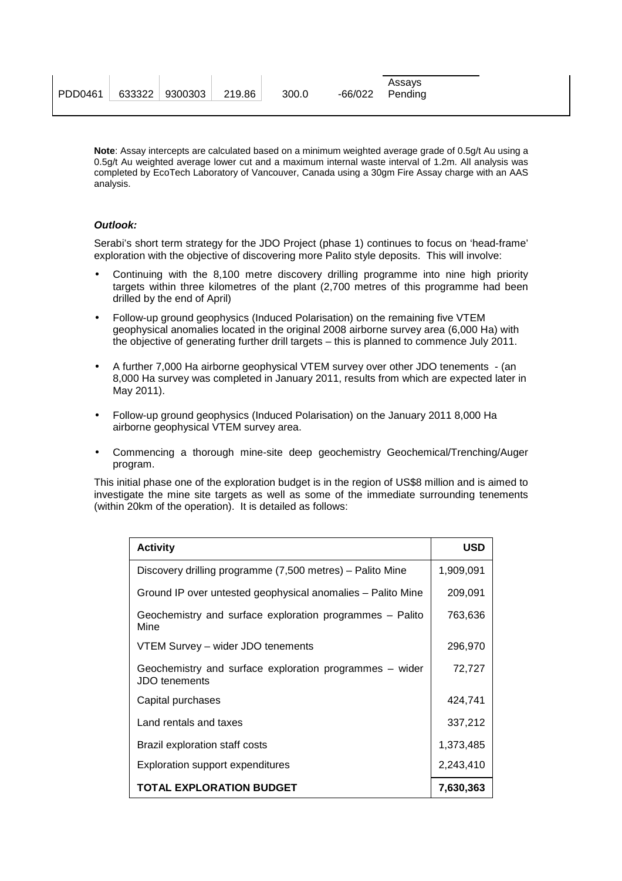| PDD0461 | 633322 | 9300303 | 219.86 | 300.0 | -66/022 | Assays Pending |
|---|---|---|---|---|---|---|

**Note**: Assay intercepts are calculated based on a minimum weighted average grade of 0.5g/t Au using a 0.5g/t Au weighted average lower cut and a maximum internal waste interval of 1.2m. All analysis was completed by EcoTech Laboratory of Vancouver, Canada using a 30gm Fire Assay charge with an AAS analysis.

***Outlook:***

Serabi's short term strategy for the JDO Project (phase 1) continues to focus on 'head-frame' exploration with the objective of discovering more Palito style deposits. This will involve:

- Continuing with the 8,100 metre discovery drilling programme into nine high priority targets within three kilometres of the plant (2,700 metres of this programme had been drilled by the end of April)
- Follow-up ground geophysics (Induced Polarisation) on the remaining five VTEM geophysical anomalies located in the original 2008 airborne survey area (6,000 Ha) with the objective of generating further drill targets – this is planned to commence July 2011.
- A further 7,000 Ha airborne geophysical VTEM survey over other JDO tenements - (an 8,000 Ha survey was completed in January 2011, results from which are expected later in May 2011).
- Follow-up ground geophysics (Induced Polarisation) on the January 2011 8,000 Ha airborne geophysical VTEM survey area.
- Commencing a thorough mine-site deep geochemistry Geochemical/Trenching/Auger program.

This initial phase one of the exploration budget is in the region of US$8 million and is aimed to investigate the mine site targets as well as some of the immediate surrounding tenements (within 20km of the operation). It is detailed as follows:

| **Activity** | **USD** |
|---|---|
| Discovery drilling programme (7,500 metres) – Palito Mine | 1,909,091 |
| Ground IP over untested geophysical anomalies – Palito Mine | 209,091 |
| Geochemistry and surface exploration programmes – Palito Mine | 763,636 |
| VTEM Survey – wider JDO tenements | 296,970 |
| Geochemistry and surface exploration programmes – wider JDO tenements | 72,727 |
| Capital purchases | 424,741 |
| Land rentals and taxes | 337,212 |
| Brazil exploration staff costs | 1,373,485 |
| Exploration support expenditures | 2,243,410 |
| **TOTAL EXPLORATION BUDGET** | **7,630,363** |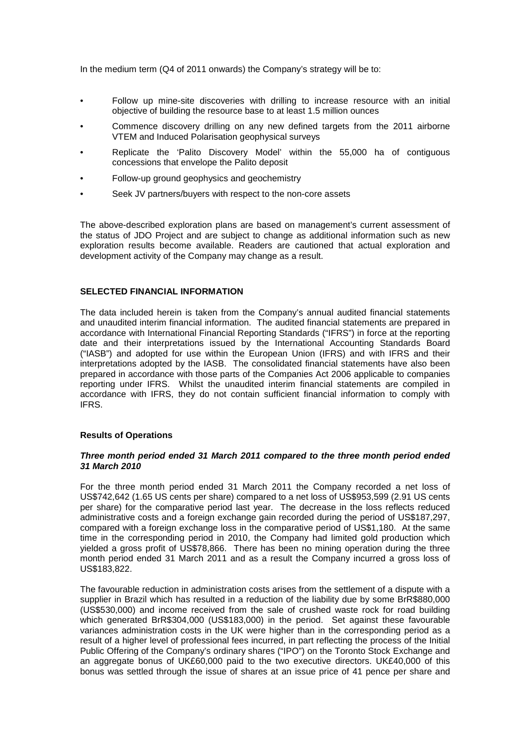In the medium term (Q4 of 2011 onwards) the Company's strategy will be to:

- Follow up mine-site discoveries with drilling to increase resource with an initial objective of building the resource base to at least 1.5 million ounces
- Commence discovery drilling on any new defined targets from the 2011 airborne VTEM and Induced Polarisation geophysical surveys
- Replicate the 'Palito Discovery Model' within the 55,000 ha of contiguous concessions that envelope the Palito deposit
- Follow-up ground geophysics and geochemistry
- Seek JV partners/buyers with respect to the non-core assets

The above-described exploration plans are based on management's current assessment of the status of JDO Project and are subject to change as additional information such as new exploration results become available. Readers are cautioned that actual exploration and development activity of the Company may change as a result.

## SELECTED FINANCIAL INFORMATION

The data included herein is taken from the Company's annual audited financial statements and unaudited interim financial information. The audited financial statements are prepared in accordance with International Financial Reporting Standards ("IFRS") in force at the reporting date and their interpretations issued by the International Accounting Standards Board ("IASB") and adopted for use within the European Union (IFRS) and with IFRS and their interpretations adopted by the IASB. The consolidated financial statements have also been prepared in accordance with those parts of the Companies Act 2006 applicable to companies reporting under IFRS. Whilst the unaudited interim financial statements are compiled in accordance with IFRS, they do not contain sufficient financial information to comply with IFRS.

### Results of Operations

#### *Three month period ended 31 March 2011 compared to the three month period ended 31 March 2010*

For the three month period ended 31 March 2011 the Company recorded a net loss of US$742,642 (1.65 US cents per share) compared to a net loss of US$953,599 (2.91 US cents per share) for the comparative period last year. The decrease in the loss reflects reduced administrative costs and a foreign exchange gain recorded during the period of US$187,297, compared with a foreign exchange loss in the comparative period of US$1,180. At the same time in the corresponding period in 2010, the Company had limited gold production which yielded a gross profit of US$78,866. There has been no mining operation during the three month period ended 31 March 2011 and as a result the Company incurred a gross loss of US$183,822.

The favourable reduction in administration costs arises from the settlement of a dispute with a supplier in Brazil which has resulted in a reduction of the liability due by some BrR$880,000 (US$530,000) and income received from the sale of crushed waste rock for road building which generated BrR$304,000 (US$183,000) in the period. Set against these favourable variances administration costs in the UK were higher than in the corresponding period as a result of a higher level of professional fees incurred, in part reflecting the process of the Initial Public Offering of the Company's ordinary shares ("IPO") on the Toronto Stock Exchange and an aggregate bonus of UK£60,000 paid to the two executive directors. UK£40,000 of this bonus was settled through the issue of shares at an issue price of 41 pence per share and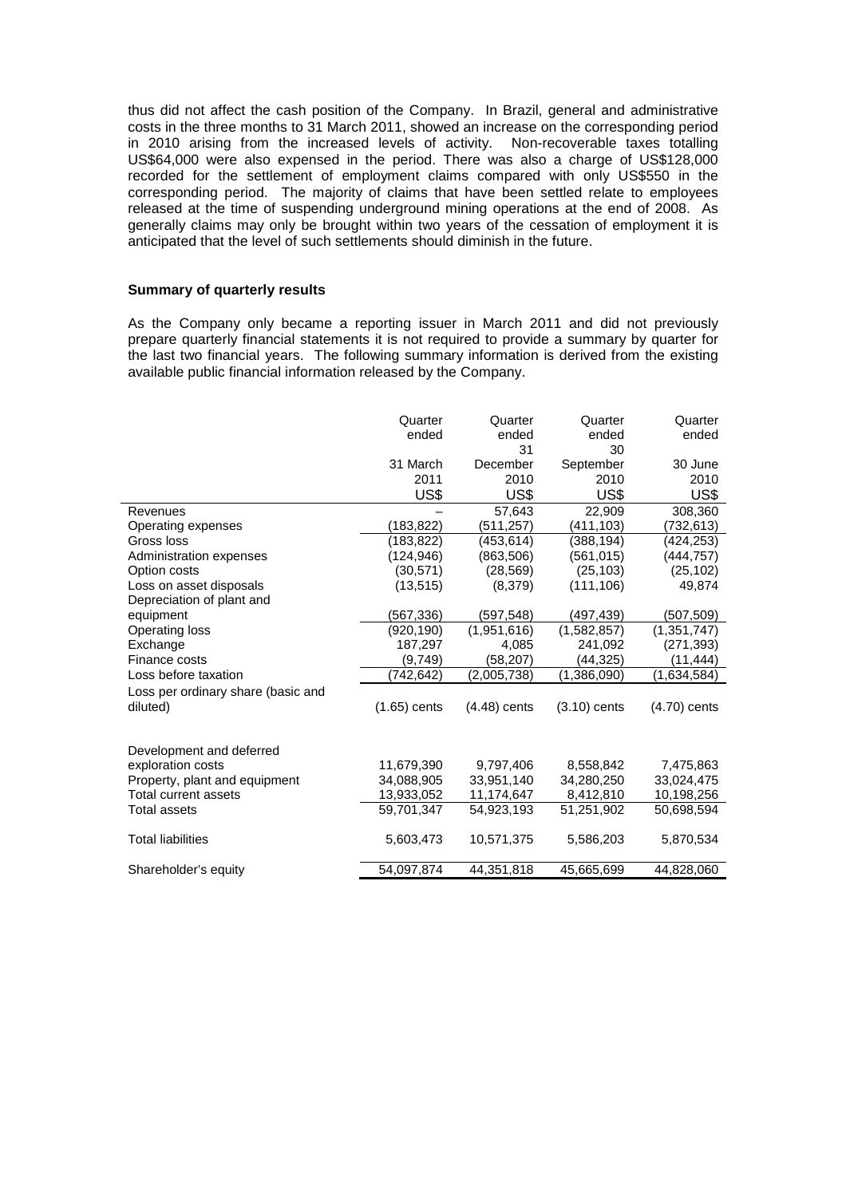thus did not affect the cash position of the Company. In Brazil, general and administrative costs in the three months to 31 March 2011, showed an increase on the corresponding period in 2010 arising from the increased levels of activity. Non-recoverable taxes totalling US$64,000 were also expensed in the period. There was also a charge of US$128,000 recorded for the settlement of employment claims compared with only US$550 in the corresponding period. The majority of claims that have been settled relate to employees released at the time of suspending underground mining operations at the end of 2008. As generally claims may only be brought within two years of the cessation of employment it is anticipated that the level of such settlements should diminish in the future.

**Summary of quarterly results**

As the Company only became a reporting issuer in March 2011 and did not previously prepare quarterly financial statements it is not required to provide a summary by quarter for the last two financial years. The following summary information is derived from the existing available public financial information released by the Company.

| | Quarter ended 31 March 2011 US$ | Quarter ended 31 December 2010 US$ | Quarter ended 30 September 2010 US$ | Quarter ended 30 June 2010 US$ |
|---|---|---|---|---|
| Revenues | – | 57,643 | 22,909 | 308,360 |
| Operating expenses | (183,822) | (511,257) | (411,103) | (732,613) |
| Gross loss | (183,822) | (453,614) | (388,194) | (424,253) |
| Administration expenses | (124,946) | (863,506) | (561,015) | (444,757) |
| Option costs | (30,571) | (28,569) | (25,103) | (25,102) |
| Loss on asset disposals | (13,515) | (8,379) | (111,106) | 49,874 |
| Depreciation of plant and equipment | (567,336) | (597,548) | (497,439) | (507,509) |
| Operating loss | (920,190) | (1,951,616) | (1,582,857) | (1,351,747) |
| Exchange | 187,297 | 4,085 | 241,092 | (271,393) |
| Finance costs | (9,749) | (58,207) | (44,325) | (11,444) |
| Loss before taxation | (742,642) | (2,005,738) | (1,386,090) | (1,634,584) |
| Loss per ordinary share (basic and diluted) | (1.65) cents | (4.48) cents | (3.10) cents | (4.70) cents |
| | | | | |
| Development and deferred exploration costs | 11,679,390 | 9,797,406 | 8,558,842 | 7,475,863 |
| Property, plant and equipment | 34,088,905 | 33,951,140 | 34,280,250 | 33,024,475 |
| Total current assets | 13,933,052 | 11,174,647 | 8,412,810 | 10,198,256 |
| Total assets | 59,701,347 | 54,923,193 | 51,251,902 | 50,698,594 |
| | | | | |
| Total liabilities | 5,603,473 | 10,571,375 | 5,586,203 | 5,870,534 |
| | | | | |
| Shareholder's equity | 54,097,874 | 44,351,818 | 45,665,699 | 44,828,060 |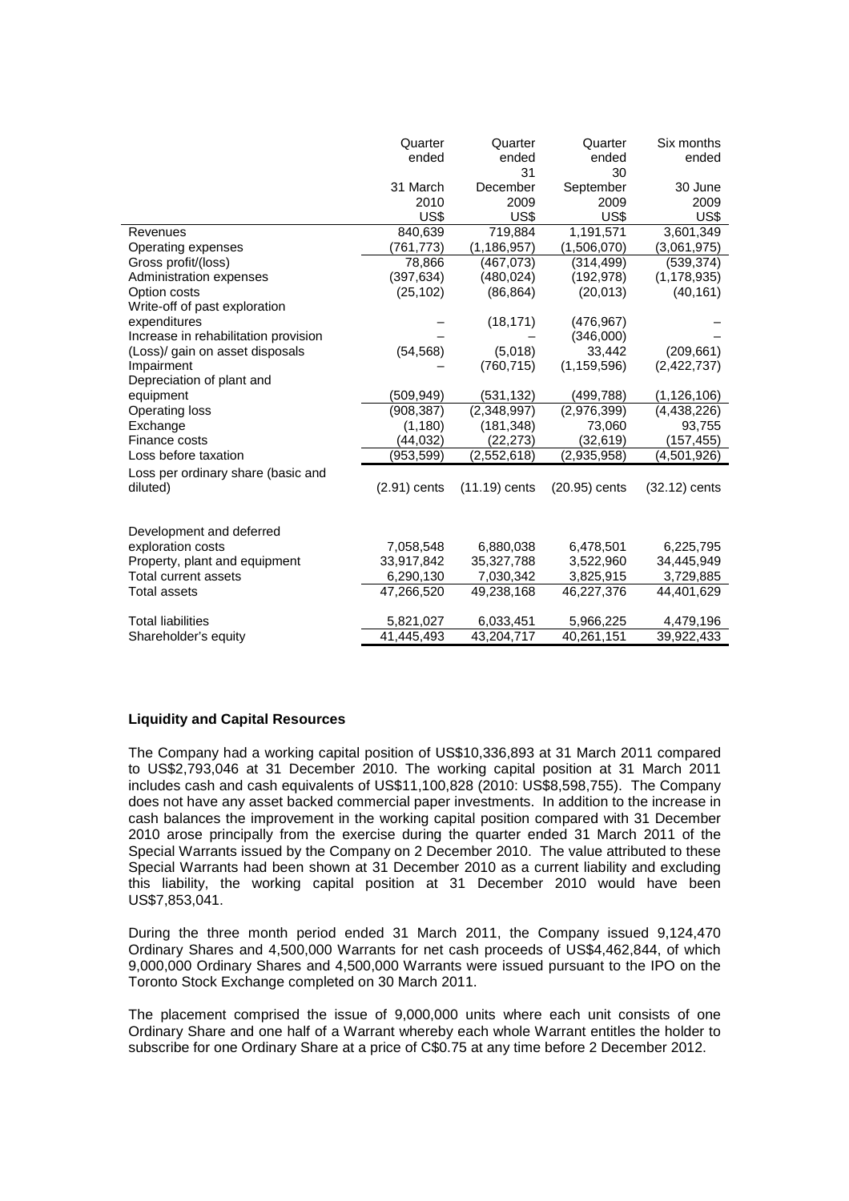| | Quarter ended 31 March 2010 US$ | Quarter ended 31 December 2009 US$ | Quarter ended 30 September 2009 US$ | Six months ended 30 June 2009 US$ |
|---|---|---|---|---|
| Revenues | 840,639 | 719,884 | 1,191,571 | 3,601,349 |
| Operating expenses | (761,773) | (1,186,957) | (1,506,070) | (3,061,975) |
| Gross profit/(loss) | 78,866 | (467,073) | (314,499) | (539,374) |
| Administration expenses | (397,634) | (480,024) | (192,978) | (1,178,935) |
| Option costs | (25,102) | (86,864) | (20,013) | (40,161) |
| Write-off of past exploration expenditures | – | (18,171) | (476,967) | – |
| Increase in rehabilitation provision | – | – | (346,000) | – |
| (Loss)/ gain on asset disposals | (54,568) | (5,018) | 33,442 | (209,661) |
| Impairment | – | (760,715) | (1,159,596) | (2,422,737) |
| Depreciation of plant and equipment | (509,949) | (531,132) | (499,788) | (1,126,106) |
| Operating loss | (908,387) | (2,348,997) | (2,976,399) | (4,438,226) |
| Exchange | (1,180) | (181,348) | 73,060 | 93,755 |
| Finance costs | (44,032) | (22,273) | (32,619) | (157,455) |
| Loss before taxation | (953,599) | (2,552,618) | (2,935,958) | (4,501,926) |
| Loss per ordinary share (basic and diluted) | (2.91) cents | (11.19) cents | (20.95) cents | (32.12) cents |
| | | | | |
| Development and deferred exploration costs | 7,058,548 | 6,880,038 | 6,478,501 | 6,225,795 |
| Property, plant and equipment | 33,917,842 | 35,327,788 | 3,522,960 | 34,445,949 |
| Total current assets | 6,290,130 | 7,030,342 | 3,825,915 | 3,729,885 |
| Total assets | 47,266,520 | 49,238,168 | 46,227,376 | 44,401,629 |
| | | | | |
| Total liabilities | 5,821,027 | 6,033,451 | 5,966,225 | 4,479,196 |
| Shareholder's equity | 41,445,493 | 43,204,717 | 40,261,151 | 39,922,433 |

**Liquidity and Capital Resources**

The Company had a working capital position of US$10,336,893 at 31 March 2011 compared to US$2,793,046 at 31 December 2010. The working capital position at 31 March 2011 includes cash and cash equivalents of US$11,100,828 (2010: US$8,598,755). The Company does not have any asset backed commercial paper investments. In addition to the increase in cash balances the improvement in the working capital position compared with 31 December 2010 arose principally from the exercise during the quarter ended 31 March 2011 of the Special Warrants issued by the Company on 2 December 2010. The value attributed to these Special Warrants had been shown at 31 December 2010 as a current liability and excluding this liability, the working capital position at 31 December 2010 would have been US$7,853,041.

During the three month period ended 31 March 2011, the Company issued 9,124,470 Ordinary Shares and 4,500,000 Warrants for net cash proceeds of US$4,462,844, of which 9,000,000 Ordinary Shares and 4,500,000 Warrants were issued pursuant to the IPO on the Toronto Stock Exchange completed on 30 March 2011.

The placement comprised the issue of 9,000,000 units where each unit consists of one Ordinary Share and one half of a Warrant whereby each whole Warrant entitles the holder to subscribe for one Ordinary Share at a price of C$0.75 at any time before 2 December 2012.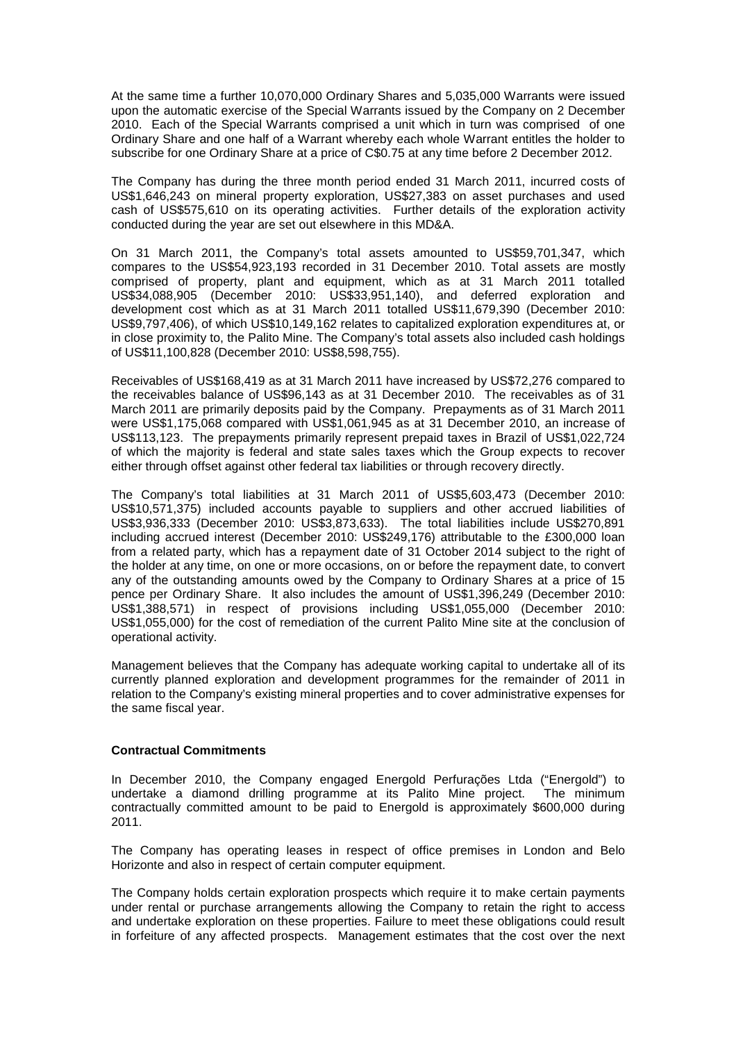At the same time a further 10,070,000 Ordinary Shares and 5,035,000 Warrants were issued upon the automatic exercise of the Special Warrants issued by the Company on 2 December 2010. Each of the Special Warrants comprised a unit which in turn was comprised of one Ordinary Share and one half of a Warrant whereby each whole Warrant entitles the holder to subscribe for one Ordinary Share at a price of C$0.75 at any time before 2 December 2012.

The Company has during the three month period ended 31 March 2011, incurred costs of US$1,646,243 on mineral property exploration, US$27,383 on asset purchases and used cash of US$575,610 on its operating activities. Further details of the exploration activity conducted during the year are set out elsewhere in this MD&A.

On 31 March 2011, the Company's total assets amounted to US$59,701,347, which compares to the US$54,923,193 recorded in 31 December 2010. Total assets are mostly comprised of property, plant and equipment, which as at 31 March 2011 totalled US$34,088,905 (December 2010: US$33,951,140), and deferred exploration and development cost which as at 31 March 2011 totalled US$11,679,390 (December 2010: US$9,797,406), of which US$10,149,162 relates to capitalized exploration expenditures at, or in close proximity to, the Palito Mine. The Company's total assets also included cash holdings of US$11,100,828 (December 2010: US$8,598,755).

Receivables of US$168,419 as at 31 March 2011 have increased by US$72,276 compared to the receivables balance of US$96,143 as at 31 December 2010. The receivables as of 31 March 2011 are primarily deposits paid by the Company. Prepayments as of 31 March 2011 were US$1,175,068 compared with US$1,061,945 as at 31 December 2010, an increase of US$113,123. The prepayments primarily represent prepaid taxes in Brazil of US$1,022,724 of which the majority is federal and state sales taxes which the Group expects to recover either through offset against other federal tax liabilities or through recovery directly.

The Company's total liabilities at 31 March 2011 of US$5,603,473 (December 2010: US$10,571,375) included accounts payable to suppliers and other accrued liabilities of US$3,936,333 (December 2010: US$3,873,633). The total liabilities include US$270,891 including accrued interest (December 2010: US$249,176) attributable to the £300,000 loan from a related party, which has a repayment date of 31 October 2014 subject to the right of the holder at any time, on one or more occasions, on or before the repayment date, to convert any of the outstanding amounts owed by the Company to Ordinary Shares at a price of 15 pence per Ordinary Share. It also includes the amount of US$1,396,249 (December 2010: US$1,388,571) in respect of provisions including US$1,055,000 (December 2010: US$1,055,000) for the cost of remediation of the current Palito Mine site at the conclusion of operational activity.

Management believes that the Company has adequate working capital to undertake all of its currently planned exploration and development programmes for the remainder of 2011 in relation to the Company's existing mineral properties and to cover administrative expenses for the same fiscal year.

**Contractual Commitments**

In December 2010, the Company engaged Energold Perfurações Ltda ("Energold") to undertake a diamond drilling programme at its Palito Mine project. The minimum contractually committed amount to be paid to Energold is approximately $600,000 during 2011.

The Company has operating leases in respect of office premises in London and Belo Horizonte and also in respect of certain computer equipment.

The Company holds certain exploration prospects which require it to make certain payments under rental or purchase arrangements allowing the Company to retain the right to access and undertake exploration on these properties. Failure to meet these obligations could result in forfeiture of any affected prospects. Management estimates that the cost over the next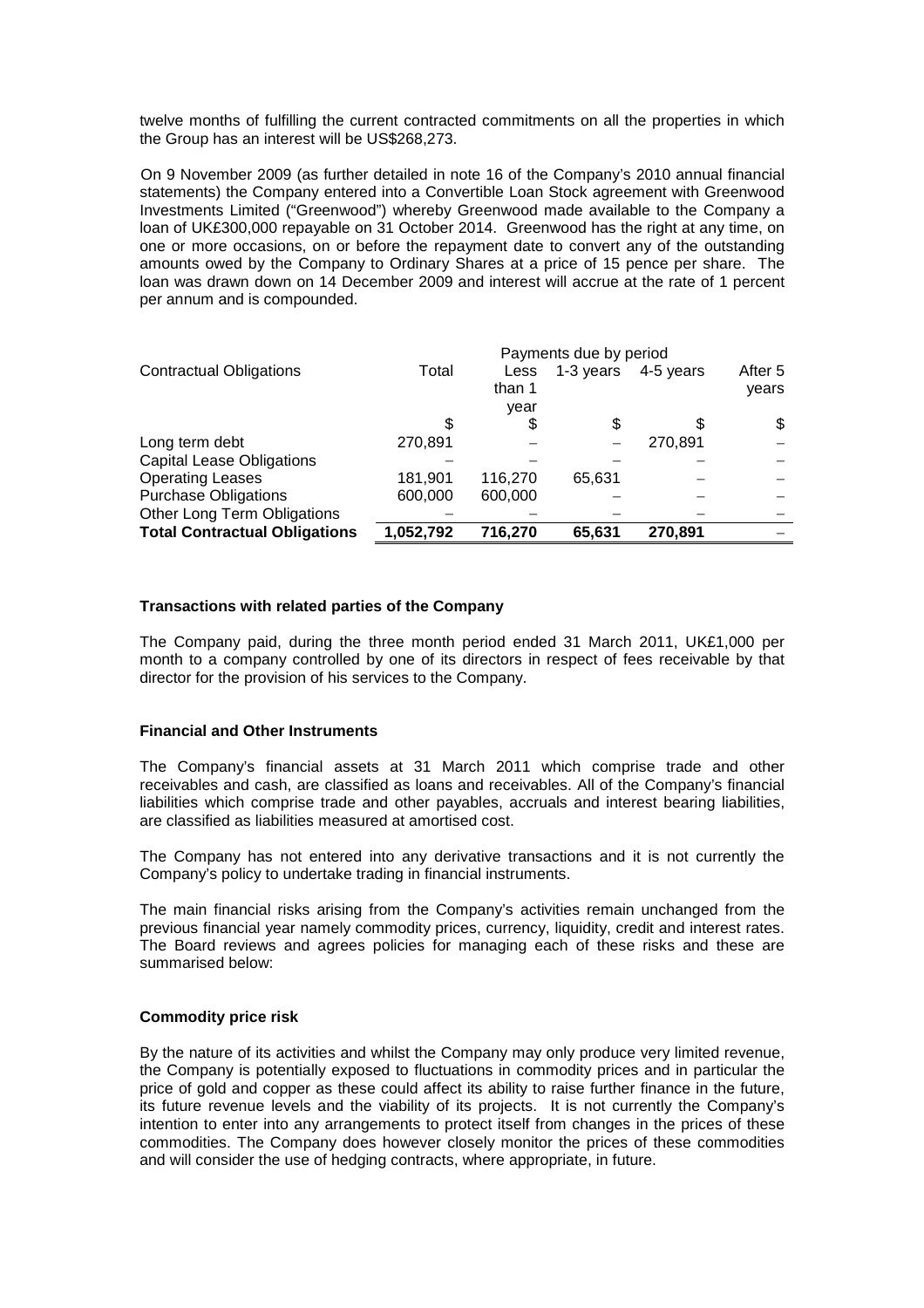twelve months of fulfilling the current contracted commitments on all the properties in which the Group has an interest will be US$268,273.

On 9 November 2009 (as further detailed in note 16 of the Company's 2010 annual financial statements) the Company entered into a Convertible Loan Stock agreement with Greenwood Investments Limited ("Greenwood") whereby Greenwood made available to the Company a loan of UK£300,000 repayable on 31 October 2014. Greenwood has the right at any time, on one or more occasions, on or before the repayment date to convert any of the outstanding amounts owed by the Company to Ordinary Shares at a price of 15 pence per share. The loan was drawn down on 14 December 2009 and interest will accrue at the rate of 1 percent per annum and is compounded.

| Contractual Obligations | Total | Payments due by period | | | |
|---|---|---|---|---|---|
| | | Less than 1 year | 1-3 years | 4-5 years | After 5 years |
| | $ | $ | $ | $ | $ |
| Long term debt | 270,891 | – | – | 270,891 | – |
| Capital Lease Obligations | – | – | – | – | – |
| Operating Leases | 181,901 | 116,270 | 65,631 | – | – |
| Purchase Obligations | 600,000 | 600,000 | – | – | – |
| Other Long Term Obligations | – | – | – | – | – |
| **Total Contractual Obligations** | **1,052,792** | **716,270** | **65,631** | **270,891** | – |

**Transactions with related parties of the Company**

The Company paid, during the three month period ended 31 March 2011, UK£1,000 per month to a company controlled by one of its directors in respect of fees receivable by that director for the provision of his services to the Company.

**Financial and Other Instruments**

The Company's financial assets at 31 March 2011 which comprise trade and other receivables and cash, are classified as loans and receivables. All of the Company's financial liabilities which comprise trade and other payables, accruals and interest bearing liabilities, are classified as liabilities measured at amortised cost.

The Company has not entered into any derivative transactions and it is not currently the Company's policy to undertake trading in financial instruments.

The main financial risks arising from the Company's activities remain unchanged from the previous financial year namely commodity prices, currency, liquidity, credit and interest rates. The Board reviews and agrees policies for managing each of these risks and these are summarised below:

**Commodity price risk**

By the nature of its activities and whilst the Company may only produce very limited revenue, the Company is potentially exposed to fluctuations in commodity prices and in particular the price of gold and copper as these could affect its ability to raise further finance in the future, its future revenue levels and the viability of its projects. It is not currently the Company's intention to enter into any arrangements to protect itself from changes in the prices of these commodities. The Company does however closely monitor the prices of these commodities and will consider the use of hedging contracts, where appropriate, in future.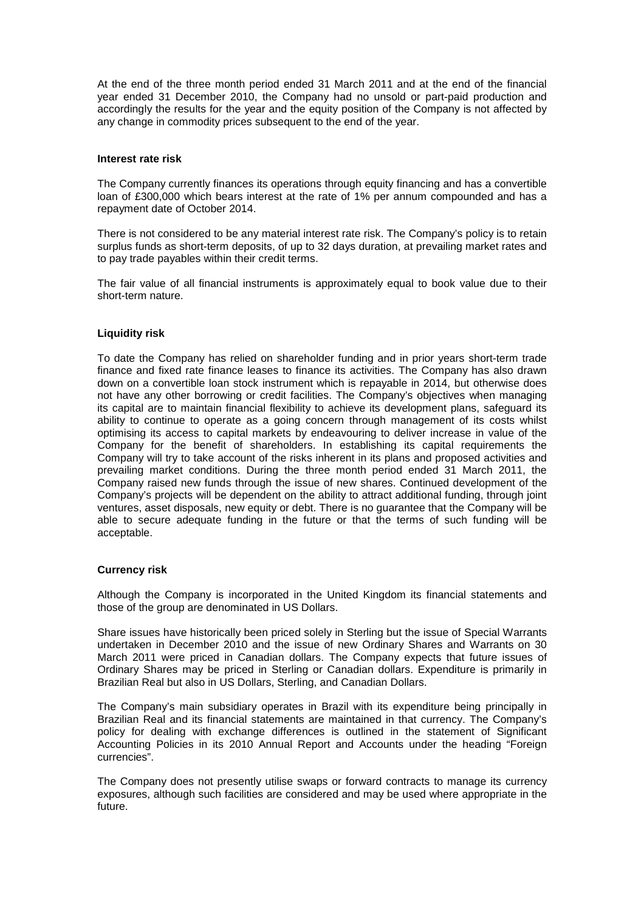At the end of the three month period ended 31 March 2011 and at the end of the financial year ended 31 December 2010, the Company had no unsold or part-paid production and accordingly the results for the year and the equity position of the Company is not affected by any change in commodity prices subsequent to the end of the year.

**Interest rate risk**

The Company currently finances its operations through equity financing and has a convertible loan of £300,000 which bears interest at the rate of 1% per annum compounded and has a repayment date of October 2014.

There is not considered to be any material interest rate risk. The Company's policy is to retain surplus funds as short-term deposits, of up to 32 days duration, at prevailing market rates and to pay trade payables within their credit terms.

The fair value of all financial instruments is approximately equal to book value due to their short-term nature.

**Liquidity risk**

To date the Company has relied on shareholder funding and in prior years short-term trade finance and fixed rate finance leases to finance its activities. The Company has also drawn down on a convertible loan stock instrument which is repayable in 2014, but otherwise does not have any other borrowing or credit facilities. The Company's objectives when managing its capital are to maintain financial flexibility to achieve its development plans, safeguard its ability to continue to operate as a going concern through management of its costs whilst optimising its access to capital markets by endeavouring to deliver increase in value of the Company for the benefit of shareholders. In establishing its capital requirements the Company will try to take account of the risks inherent in its plans and proposed activities and prevailing market conditions. During the three month period ended 31 March 2011, the Company raised new funds through the issue of new shares. Continued development of the Company's projects will be dependent on the ability to attract additional funding, through joint ventures, asset disposals, new equity or debt. There is no guarantee that the Company will be able to secure adequate funding in the future or that the terms of such funding will be acceptable.

**Currency risk**

Although the Company is incorporated in the United Kingdom its financial statements and those of the group are denominated in US Dollars.

Share issues have historically been priced solely in Sterling but the issue of Special Warrants undertaken in December 2010 and the issue of new Ordinary Shares and Warrants on 30 March 2011 were priced in Canadian dollars. The Company expects that future issues of Ordinary Shares may be priced in Sterling or Canadian dollars. Expenditure is primarily in Brazilian Real but also in US Dollars, Sterling, and Canadian Dollars.

The Company's main subsidiary operates in Brazil with its expenditure being principally in Brazilian Real and its financial statements are maintained in that currency. The Company's policy for dealing with exchange differences is outlined in the statement of Significant Accounting Policies in its 2010 Annual Report and Accounts under the heading "Foreign currencies".

The Company does not presently utilise swaps or forward contracts to manage its currency exposures, although such facilities are considered and may be used where appropriate in the future.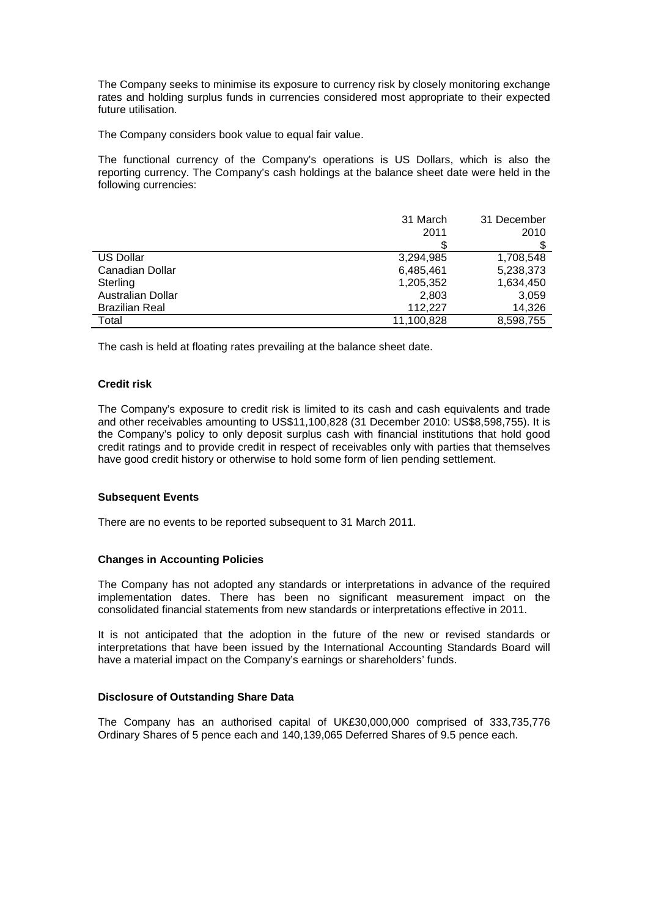The Company seeks to minimise its exposure to currency risk by closely monitoring exchange rates and holding surplus funds in currencies considered most appropriate to their expected future utilisation.

The Company considers book value to equal fair value.

The functional currency of the Company's operations is US Dollars, which is also the reporting currency. The Company's cash holdings at the balance sheet date were held in the following currencies:

| | 31 March 2011 $ | 31 December 2010 $ |
|---|---|---|
| US Dollar | 3,294,985 | 1,708,548 |
| Canadian Dollar | 6,485,461 | 5,238,373 |
| Sterling | 1,205,352 | 1,634,450 |
| Australian Dollar | 2,803 | 3,059 |
| Brazilian Real | 112,227 | 14,326 |
| Total | 11,100,828 | 8,598,755 |

The cash is held at floating rates prevailing at the balance sheet date.

### Credit risk

The Company's exposure to credit risk is limited to its cash and cash equivalents and trade and other receivables amounting to US$11,100,828 (31 December 2010: US$8,598,755). It is the Company's policy to only deposit surplus cash with financial institutions that hold good credit ratings and to provide credit in respect of receivables only with parties that themselves have good credit history or otherwise to hold some form of lien pending settlement.

### Subsequent Events

There are no events to be reported subsequent to 31 March 2011.

### Changes in Accounting Policies

The Company has not adopted any standards or interpretations in advance of the required implementation dates. There has been no significant measurement impact on the consolidated financial statements from new standards or interpretations effective in 2011.

It is not anticipated that the adoption in the future of the new or revised standards or interpretations that have been issued by the International Accounting Standards Board will have a material impact on the Company's earnings or shareholders' funds.

### Disclosure of Outstanding Share Data

The Company has an authorised capital of UK£30,000,000 comprised of 333,735,776 Ordinary Shares of 5 pence each and 140,139,065 Deferred Shares of 9.5 pence each.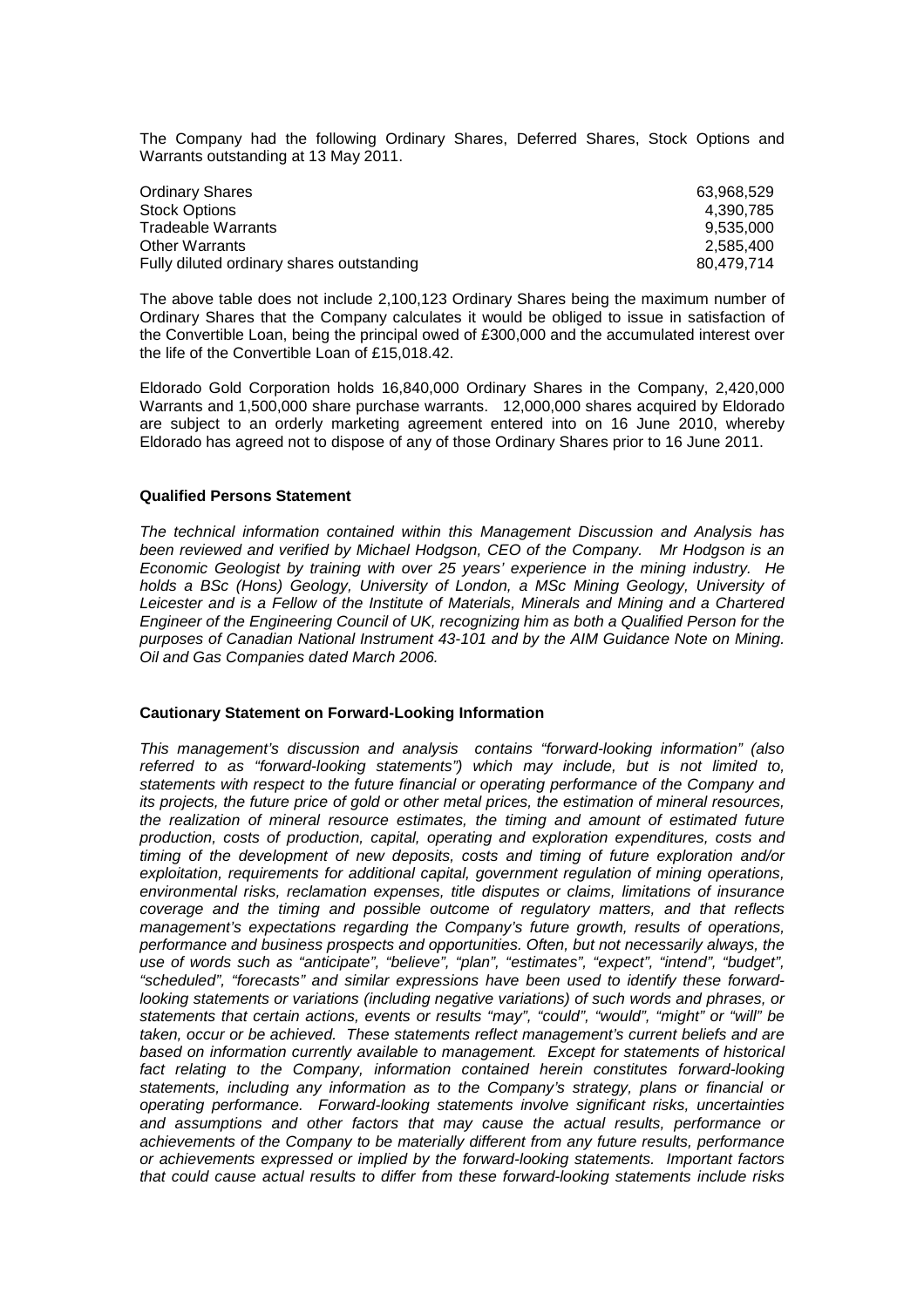The Company had the following Ordinary Shares, Deferred Shares, Stock Options and Warrants outstanding at 13 May 2011.

| | |
|---|---|
| Ordinary Shares | 63,968,529 |
| Stock Options | 4,390,785 |
| Tradeable Warrants | 9,535,000 |
| Other Warrants | 2,585,400 |
| Fully diluted ordinary shares outstanding | 80,479,714 |

The above table does not include 2,100,123 Ordinary Shares being the maximum number of Ordinary Shares that the Company calculates it would be obliged to issue in satisfaction of the Convertible Loan, being the principal owed of £300,000 and the accumulated interest over the life of the Convertible Loan of £15,018.42.

Eldorado Gold Corporation holds 16,840,000 Ordinary Shares in the Company, 2,420,000 Warrants and 1,500,000 share purchase warrants. 12,000,000 shares acquired by Eldorado are subject to an orderly marketing agreement entered into on 16 June 2010, whereby Eldorado has agreed not to dispose of any of those Ordinary Shares prior to 16 June 2011.

**Qualified Persons Statement**

*The technical information contained within this Management Discussion and Analysis has been reviewed and verified by Michael Hodgson, CEO of the Company. Mr Hodgson is an Economic Geologist by training with over 25 years' experience in the mining industry. He holds a BSc (Hons) Geology, University of London, a MSc Mining Geology, University of Leicester and is a Fellow of the Institute of Materials, Minerals and Mining and a Chartered Engineer of the Engineering Council of UK, recognizing him as both a Qualified Person for the purposes of Canadian National Instrument 43-101 and by the AIM Guidance Note on Mining. Oil and Gas Companies dated March 2006.*

**Cautionary Statement on Forward-Looking Information**

*This management's discussion and analysis contains "forward-looking information" (also referred to as "forward-looking statements") which may include, but is not limited to, statements with respect to the future financial or operating performance of the Company and its projects, the future price of gold or other metal prices, the estimation of mineral resources, the realization of mineral resource estimates, the timing and amount of estimated future production, costs of production, capital, operating and exploration expenditures, costs and timing of the development of new deposits, costs and timing of future exploration and/or exploitation, requirements for additional capital, government regulation of mining operations, environmental risks, reclamation expenses, title disputes or claims, limitations of insurance coverage and the timing and possible outcome of regulatory matters, and that reflects management's expectations regarding the Company's future growth, results of operations, performance and business prospects and opportunities. Often, but not necessarily always, the use of words such as "anticipate", "believe", "plan", "estimates", "expect", "intend", "budget", "scheduled", "forecasts" and similar expressions have been used to identify these forward-looking statements or variations (including negative variations) of such words and phrases, or statements that certain actions, events or results "may", "could", "would", "might" or "will" be taken, occur or be achieved. These statements reflect management's current beliefs and are based on information currently available to management. Except for statements of historical fact relating to the Company, information contained herein constitutes forward-looking statements, including any information as to the Company's strategy, plans or financial or operating performance. Forward-looking statements involve significant risks, uncertainties and assumptions and other factors that may cause the actual results, performance or achievements of the Company to be materially different from any future results, performance or achievements expressed or implied by the forward-looking statements. Important factors that could cause actual results to differ from these forward-looking statements include risks*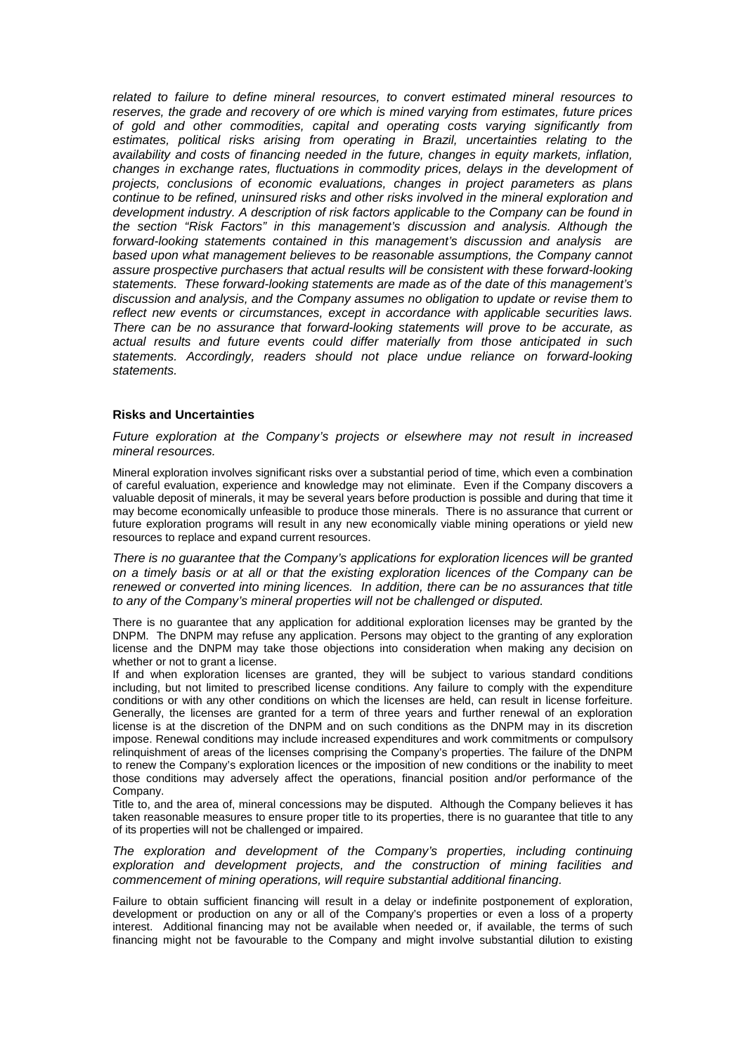*related to failure to define mineral resources, to convert estimated mineral resources to reserves, the grade and recovery of ore which is mined varying from estimates, future prices of gold and other commodities, capital and operating costs varying significantly from estimates, political risks arising from operating in Brazil, uncertainties relating to the availability and costs of financing needed in the future, changes in equity markets, inflation, changes in exchange rates, fluctuations in commodity prices, delays in the development of projects, conclusions of economic evaluations, changes in project parameters as plans continue to be refined, uninsured risks and other risks involved in the mineral exploration and development industry. A description of risk factors applicable to the Company can be found in the section "Risk Factors" in this management's discussion and analysis. Although the forward-looking statements contained in this management's discussion and analysis are based upon what management believes to be reasonable assumptions, the Company cannot assure prospective purchasers that actual results will be consistent with these forward-looking statements. These forward-looking statements are made as of the date of this management's discussion and analysis, and the Company assumes no obligation to update or revise them to reflect new events or circumstances, except in accordance with applicable securities laws. There can be no assurance that forward-looking statements will prove to be accurate, as actual results and future events could differ materially from those anticipated in such statements. Accordingly, readers should not place undue reliance on forward-looking statements.*

**Risks and Uncertainties**

*Future exploration at the Company's projects or elsewhere may not result in increased mineral resources.*

Mineral exploration involves significant risks over a substantial period of time, which even a combination of careful evaluation, experience and knowledge may not eliminate. Even if the Company discovers a valuable deposit of minerals, it may be several years before production is possible and during that time it may become economically unfeasible to produce those minerals. There is no assurance that current or future exploration programs will result in any new economically viable mining operations or yield new resources to replace and expand current resources.

*There is no guarantee that the Company's applications for exploration licences will be granted on a timely basis or at all or that the existing exploration licences of the Company can be renewed or converted into mining licences. In addition, there can be no assurances that title to any of the Company's mineral properties will not be challenged or disputed.*

There is no guarantee that any application for additional exploration licenses may be granted by the DNPM. The DNPM may refuse any application. Persons may object to the granting of any exploration license and the DNPM may take those objections into consideration when making any decision on whether or not to grant a license.

If and when exploration licenses are granted, they will be subject to various standard conditions including, but not limited to prescribed license conditions. Any failure to comply with the expenditure conditions or with any other conditions on which the licenses are held, can result in license forfeiture. Generally, the licenses are granted for a term of three years and further renewal of an exploration license is at the discretion of the DNPM and on such conditions as the DNPM may in its discretion impose. Renewal conditions may include increased expenditures and work commitments or compulsory relinquishment of areas of the licenses comprising the Company's properties. The failure of the DNPM to renew the Company's exploration licences or the imposition of new conditions or the inability to meet those conditions may adversely affect the operations, financial position and/or performance of the Company.

Title to, and the area of, mineral concessions may be disputed. Although the Company believes it has taken reasonable measures to ensure proper title to its properties, there is no guarantee that title to any of its properties will not be challenged or impaired.

*The exploration and development of the Company's properties, including continuing exploration and development projects, and the construction of mining facilities and commencement of mining operations, will require substantial additional financing.*

Failure to obtain sufficient financing will result in a delay or indefinite postponement of exploration, development or production on any or all of the Company's properties or even a loss of a property interest. Additional financing may not be available when needed or, if available, the terms of such financing might not be favourable to the Company and might involve substantial dilution to existing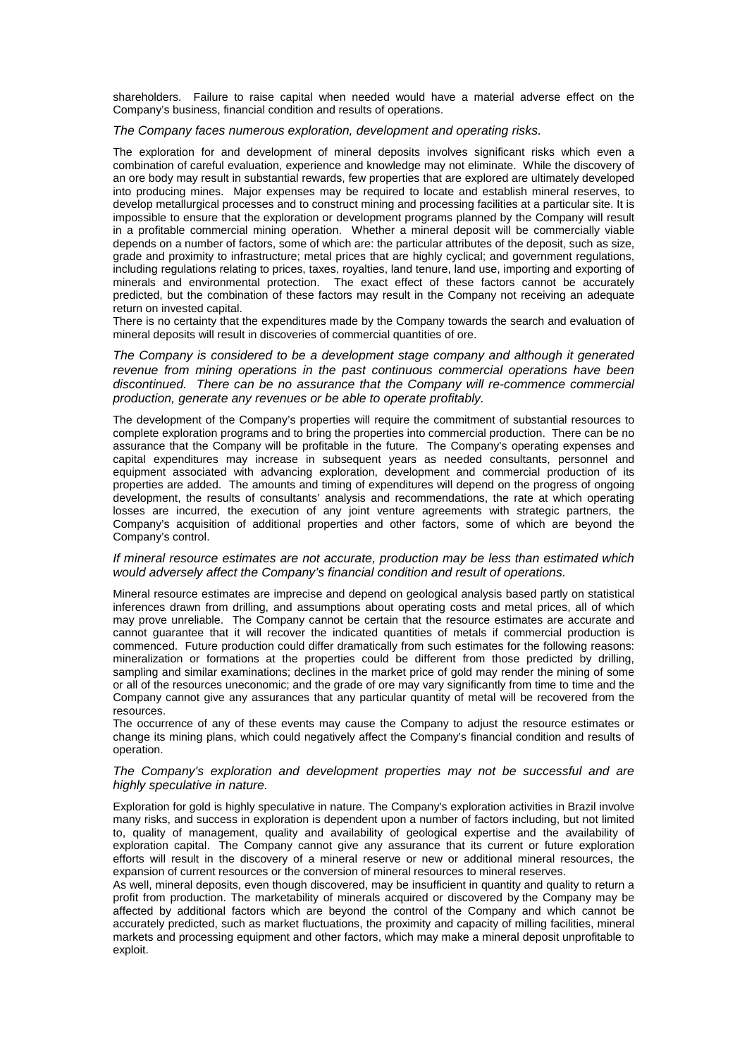shareholders. Failure to raise capital when needed would have a material adverse effect on the Company's business, financial condition and results of operations.

*The Company faces numerous exploration, development and operating risks.*

The exploration for and development of mineral deposits involves significant risks which even a combination of careful evaluation, experience and knowledge may not eliminate. While the discovery of an ore body may result in substantial rewards, few properties that are explored are ultimately developed into producing mines. Major expenses may be required to locate and establish mineral reserves, to develop metallurgical processes and to construct mining and processing facilities at a particular site. It is impossible to ensure that the exploration or development programs planned by the Company will result in a profitable commercial mining operation. Whether a mineral deposit will be commercially viable depends on a number of factors, some of which are: the particular attributes of the deposit, such as size, grade and proximity to infrastructure; metal prices that are highly cyclical; and government regulations, including regulations relating to prices, taxes, royalties, land tenure, land use, importing and exporting of minerals and environmental protection. The exact effect of these factors cannot be accurately predicted, but the combination of these factors may result in the Company not receiving an adequate return on invested capital.

There is no certainty that the expenditures made by the Company towards the search and evaluation of mineral deposits will result in discoveries of commercial quantities of ore.

*The Company is considered to be a development stage company and although it generated revenue from mining operations in the past continuous commercial operations have been discontinued. There can be no assurance that the Company will re-commence commercial production, generate any revenues or be able to operate profitably.*

The development of the Company's properties will require the commitment of substantial resources to complete exploration programs and to bring the properties into commercial production. There can be no assurance that the Company will be profitable in the future. The Company's operating expenses and capital expenditures may increase in subsequent years as needed consultants, personnel and equipment associated with advancing exploration, development and commercial production of its properties are added. The amounts and timing of expenditures will depend on the progress of ongoing development, the results of consultants' analysis and recommendations, the rate at which operating losses are incurred, the execution of any joint venture agreements with strategic partners, the Company's acquisition of additional properties and other factors, some of which are beyond the Company's control.

*If mineral resource estimates are not accurate, production may be less than estimated which would adversely affect the Company's financial condition and result of operations.*

Mineral resource estimates are imprecise and depend on geological analysis based partly on statistical inferences drawn from drilling, and assumptions about operating costs and metal prices, all of which may prove unreliable. The Company cannot be certain that the resource estimates are accurate and cannot guarantee that it will recover the indicated quantities of metals if commercial production is commenced. Future production could differ dramatically from such estimates for the following reasons: mineralization or formations at the properties could be different from those predicted by drilling, sampling and similar examinations; declines in the market price of gold may render the mining of some or all of the resources uneconomic; and the grade of ore may vary significantly from time to time and the Company cannot give any assurances that any particular quantity of metal will be recovered from the resources.

The occurrence of any of these events may cause the Company to adjust the resource estimates or change its mining plans, which could negatively affect the Company's financial condition and results of operation.

*The Company's exploration and development properties may not be successful and are highly speculative in nature.*

Exploration for gold is highly speculative in nature. The Company's exploration activities in Brazil involve many risks, and success in exploration is dependent upon a number of factors including, but not limited to, quality of management, quality and availability of geological expertise and the availability of exploration capital. The Company cannot give any assurance that its current or future exploration efforts will result in the discovery of a mineral reserve or new or additional mineral resources, the expansion of current resources or the conversion of mineral resources to mineral reserves.

As well, mineral deposits, even though discovered, may be insufficient in quantity and quality to return a profit from production. The marketability of minerals acquired or discovered by the Company may be affected by additional factors which are beyond the control of the Company and which cannot be accurately predicted, such as market fluctuations, the proximity and capacity of milling facilities, mineral markets and processing equipment and other factors, which may make a mineral deposit unprofitable to exploit.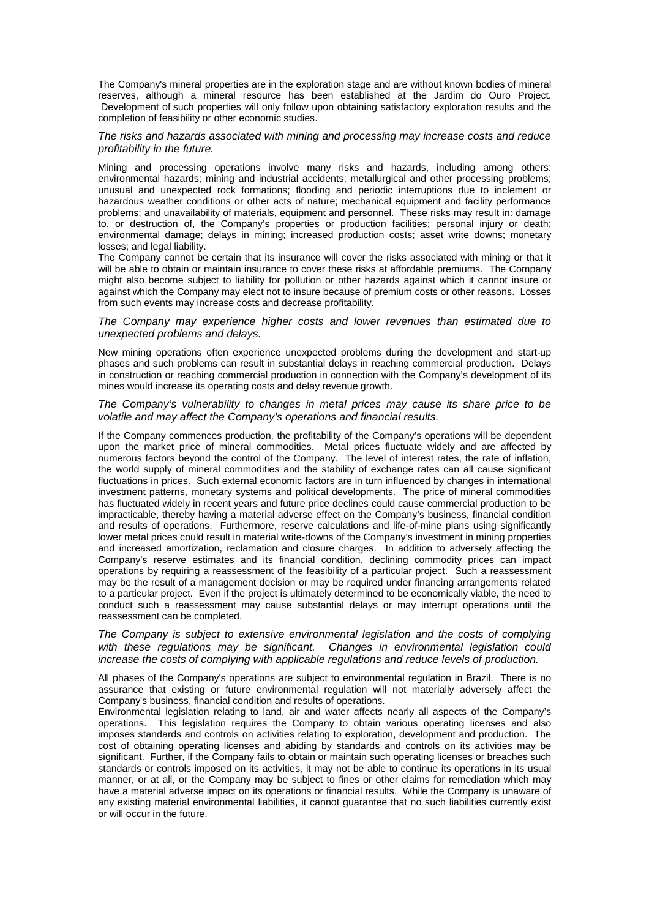The Company's mineral properties are in the exploration stage and are without known bodies of mineral reserves, although a mineral resource has been established at the Jardim do Ouro Project. Development of such properties will only follow upon obtaining satisfactory exploration results and the completion of feasibility or other economic studies.

*The risks and hazards associated with mining and processing may increase costs and reduce profitability in the future.*

Mining and processing operations involve many risks and hazards, including among others: environmental hazards; mining and industrial accidents; metallurgical and other processing problems; unusual and unexpected rock formations; flooding and periodic interruptions due to inclement or hazardous weather conditions or other acts of nature; mechanical equipment and facility performance problems; and unavailability of materials, equipment and personnel. These risks may result in: damage to, or destruction of, the Company's properties or production facilities; personal injury or death; environmental damage; delays in mining; increased production costs; asset write downs; monetary losses; and legal liability.

The Company cannot be certain that its insurance will cover the risks associated with mining or that it will be able to obtain or maintain insurance to cover these risks at affordable premiums. The Company might also become subject to liability for pollution or other hazards against which it cannot insure or against which the Company may elect not to insure because of premium costs or other reasons. Losses from such events may increase costs and decrease profitability.

*The Company may experience higher costs and lower revenues than estimated due to unexpected problems and delays.*

New mining operations often experience unexpected problems during the development and start-up phases and such problems can result in substantial delays in reaching commercial production. Delays in construction or reaching commercial production in connection with the Company's development of its mines would increase its operating costs and delay revenue growth.

*The Company's vulnerability to changes in metal prices may cause its share price to be volatile and may affect the Company's operations and financial results.*

If the Company commences production, the profitability of the Company's operations will be dependent upon the market price of mineral commodities. Metal prices fluctuate widely and are affected by numerous factors beyond the control of the Company. The level of interest rates, the rate of inflation, the world supply of mineral commodities and the stability of exchange rates can all cause significant fluctuations in prices. Such external economic factors are in turn influenced by changes in international investment patterns, monetary systems and political developments. The price of mineral commodities has fluctuated widely in recent years and future price declines could cause commercial production to be impracticable, thereby having a material adverse effect on the Company's business, financial condition and results of operations. Furthermore, reserve calculations and life-of-mine plans using significantly lower metal prices could result in material write-downs of the Company's investment in mining properties and increased amortization, reclamation and closure charges. In addition to adversely affecting the Company's reserve estimates and its financial condition, declining commodity prices can impact operations by requiring a reassessment of the feasibility of a particular project. Such a reassessment may be the result of a management decision or may be required under financing arrangements related to a particular project. Even if the project is ultimately determined to be economically viable, the need to conduct such a reassessment may cause substantial delays or may interrupt operations until the reassessment can be completed.

*The Company is subject to extensive environmental legislation and the costs of complying with these regulations may be significant. Changes in environmental legislation could increase the costs of complying with applicable regulations and reduce levels of production.*

All phases of the Company's operations are subject to environmental regulation in Brazil. There is no assurance that existing or future environmental regulation will not materially adversely affect the Company's business, financial condition and results of operations.

Environmental legislation relating to land, air and water affects nearly all aspects of the Company's operations. This legislation requires the Company to obtain various operating licenses and also imposes standards and controls on activities relating to exploration, development and production. The cost of obtaining operating licenses and abiding by standards and controls on its activities may be significant. Further, if the Company fails to obtain or maintain such operating licenses or breaches such standards or controls imposed on its activities, it may not be able to continue its operations in its usual manner, or at all, or the Company may be subject to fines or other claims for remediation which may have a material adverse impact on its operations or financial results. While the Company is unaware of any existing material environmental liabilities, it cannot guarantee that no such liabilities currently exist or will occur in the future.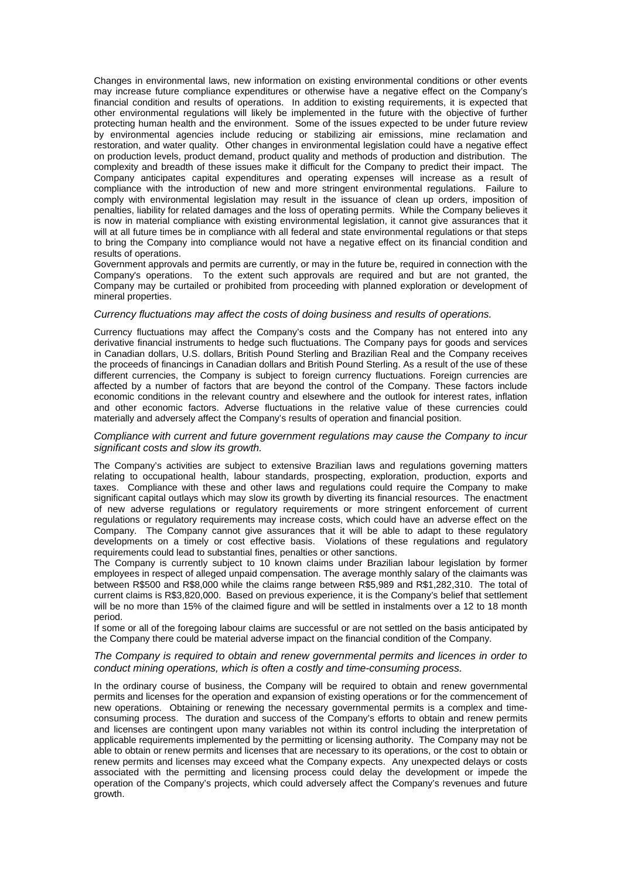Changes in environmental laws, new information on existing environmental conditions or other events may increase future compliance expenditures or otherwise have a negative effect on the Company's financial condition and results of operations. In addition to existing requirements, it is expected that other environmental regulations will likely be implemented in the future with the objective of further protecting human health and the environment. Some of the issues expected to be under future review by environmental agencies include reducing or stabilizing air emissions, mine reclamation and restoration, and water quality. Other changes in environmental legislation could have a negative effect on production levels, product demand, product quality and methods of production and distribution. The complexity and breadth of these issues make it difficult for the Company to predict their impact. The Company anticipates capital expenditures and operating expenses will increase as a result of compliance with the introduction of new and more stringent environmental regulations. Failure to comply with environmental legislation may result in the issuance of clean up orders, imposition of penalties, liability for related damages and the loss of operating permits. While the Company believes it is now in material compliance with existing environmental legislation, it cannot give assurances that it will at all future times be in compliance with all federal and state environmental regulations or that steps to bring the Company into compliance would not have a negative effect on its financial condition and results of operations.

Government approvals and permits are currently, or may in the future be, required in connection with the Company's operations. To the extent such approvals are required and but are not granted, the Company may be curtailed or prohibited from proceeding with planned exploration or development of mineral properties.

*Currency fluctuations may affect the costs of doing business and results of operations.*

Currency fluctuations may affect the Company's costs and the Company has not entered into any derivative financial instruments to hedge such fluctuations. The Company pays for goods and services in Canadian dollars, U.S. dollars, British Pound Sterling and Brazilian Real and the Company receives the proceeds of financings in Canadian dollars and British Pound Sterling. As a result of the use of these different currencies, the Company is subject to foreign currency fluctuations. Foreign currencies are affected by a number of factors that are beyond the control of the Company. These factors include economic conditions in the relevant country and elsewhere and the outlook for interest rates, inflation and other economic factors. Adverse fluctuations in the relative value of these currencies could materially and adversely affect the Company's results of operation and financial position.

*Compliance with current and future government regulations may cause the Company to incur significant costs and slow its growth.*

The Company's activities are subject to extensive Brazilian laws and regulations governing matters relating to occupational health, labour standards, prospecting, exploration, production, exports and taxes. Compliance with these and other laws and regulations could require the Company to make significant capital outlays which may slow its growth by diverting its financial resources. The enactment of new adverse regulations or regulatory requirements or more stringent enforcement of current regulations or regulatory requirements may increase costs, which could have an adverse effect on the Company. The Company cannot give assurances that it will be able to adapt to these regulatory developments on a timely or cost effective basis. Violations of these regulations and regulatory requirements could lead to substantial fines, penalties or other sanctions.

The Company is currently subject to 10 known claims under Brazilian labour legislation by former employees in respect of alleged unpaid compensation. The average monthly salary of the claimants was between R$500 and R$8,000 while the claims range between R$5,989 and R$1,282,310. The total of current claims is R$3,820,000. Based on previous experience, it is the Company's belief that settlement will be no more than 15% of the claimed figure and will be settled in instalments over a 12 to 18 month period.

If some or all of the foregoing labour claims are successful or are not settled on the basis anticipated by the Company there could be material adverse impact on the financial condition of the Company.

*The Company is required to obtain and renew governmental permits and licences in order to conduct mining operations, which is often a costly and time-consuming process.*

In the ordinary course of business, the Company will be required to obtain and renew governmental permits and licenses for the operation and expansion of existing operations or for the commencement of new operations. Obtaining or renewing the necessary governmental permits is a complex and time-consuming process. The duration and success of the Company's efforts to obtain and renew permits and licenses are contingent upon many variables not within its control including the interpretation of applicable requirements implemented by the permitting or licensing authority. The Company may not be able to obtain or renew permits and licenses that are necessary to its operations, or the cost to obtain or renew permits and licenses may exceed what the Company expects. Any unexpected delays or costs associated with the permitting and licensing process could delay the development or impede the operation of the Company's projects, which could adversely affect the Company's revenues and future growth.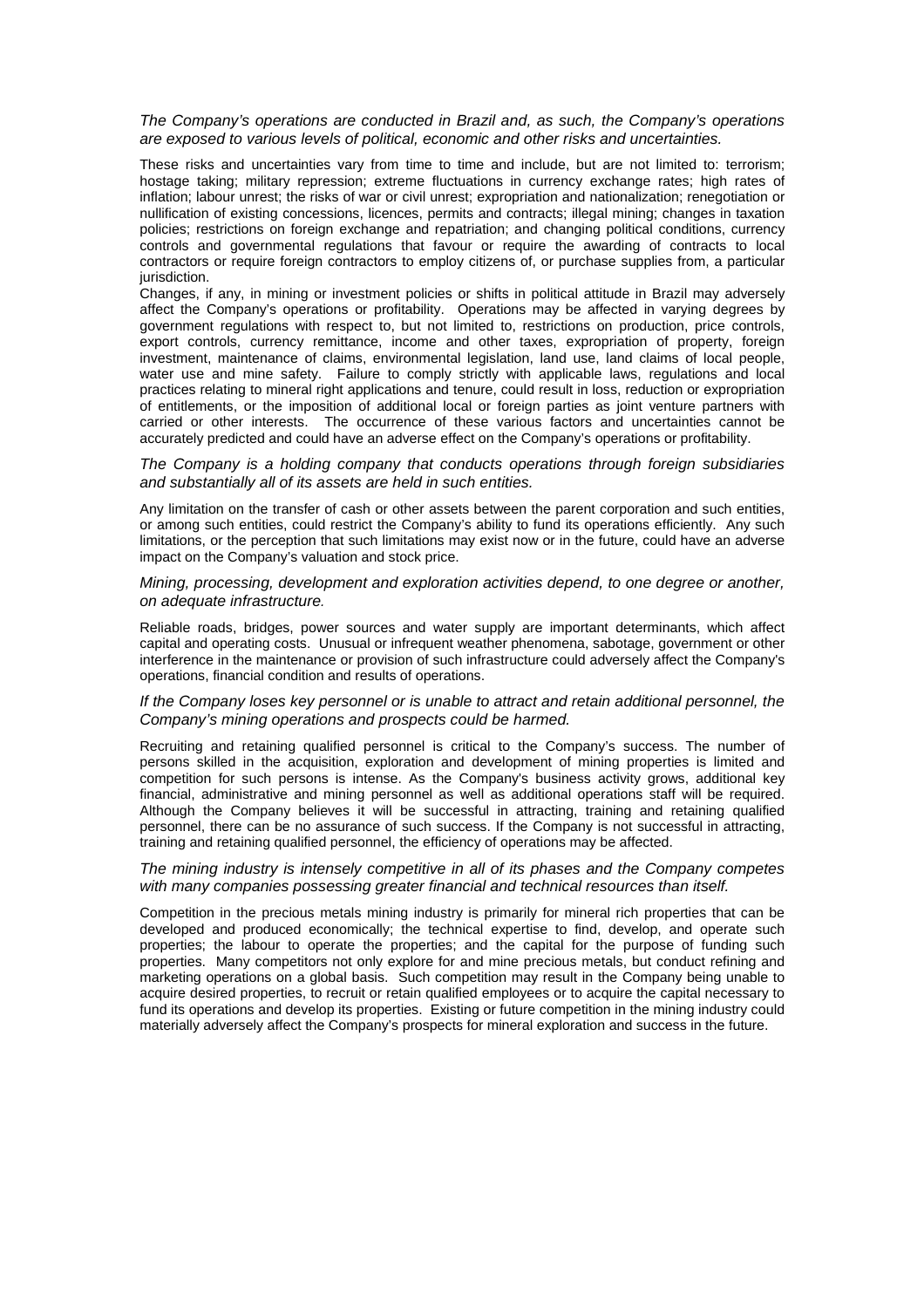*The Company's operations are conducted in Brazil and, as such, the Company's operations are exposed to various levels of political, economic and other risks and uncertainties.*

These risks and uncertainties vary from time to time and include, but are not limited to: terrorism; hostage taking; military repression; extreme fluctuations in currency exchange rates; high rates of inflation; labour unrest; the risks of war or civil unrest; expropriation and nationalization; renegotiation or nullification of existing concessions, licences, permits and contracts; illegal mining; changes in taxation policies; restrictions on foreign exchange and repatriation; and changing political conditions, currency controls and governmental regulations that favour or require the awarding of contracts to local contractors or require foreign contractors to employ citizens of, or purchase supplies from, a particular jurisdiction.

Changes, if any, in mining or investment policies or shifts in political attitude in Brazil may adversely affect the Company's operations or profitability. Operations may be affected in varying degrees by government regulations with respect to, but not limited to, restrictions on production, price controls, export controls, currency remittance, income and other taxes, expropriation of property, foreign investment, maintenance of claims, environmental legislation, land use, land claims of local people, water use and mine safety. Failure to comply strictly with applicable laws, regulations and local practices relating to mineral right applications and tenure, could result in loss, reduction or expropriation of entitlements, or the imposition of additional local or foreign parties as joint venture partners with carried or other interests. The occurrence of these various factors and uncertainties cannot be accurately predicted and could have an adverse effect on the Company's operations or profitability.

*The Company is a holding company that conducts operations through foreign subsidiaries and substantially all of its assets are held in such entities.*

Any limitation on the transfer of cash or other assets between the parent corporation and such entities, or among such entities, could restrict the Company's ability to fund its operations efficiently. Any such limitations, or the perception that such limitations may exist now or in the future, could have an adverse impact on the Company's valuation and stock price.

*Mining, processing, development and exploration activities depend, to one degree or another, on adequate infrastructure.*

Reliable roads, bridges, power sources and water supply are important determinants, which affect capital and operating costs. Unusual or infrequent weather phenomena, sabotage, government or other interference in the maintenance or provision of such infrastructure could adversely affect the Company's operations, financial condition and results of operations.

*If the Company loses key personnel or is unable to attract and retain additional personnel, the Company's mining operations and prospects could be harmed.*

Recruiting and retaining qualified personnel is critical to the Company's success. The number of persons skilled in the acquisition, exploration and development of mining properties is limited and competition for such persons is intense. As the Company's business activity grows, additional key financial, administrative and mining personnel as well as additional operations staff will be required. Although the Company believes it will be successful in attracting, training and retaining qualified personnel, there can be no assurance of such success. If the Company is not successful in attracting, training and retaining qualified personnel, the efficiency of operations may be affected.

*The mining industry is intensely competitive in all of its phases and the Company competes with many companies possessing greater financial and technical resources than itself.*

Competition in the precious metals mining industry is primarily for mineral rich properties that can be developed and produced economically; the technical expertise to find, develop, and operate such properties; the labour to operate the properties; and the capital for the purpose of funding such properties. Many competitors not only explore for and mine precious metals, but conduct refining and marketing operations on a global basis. Such competition may result in the Company being unable to acquire desired properties, to recruit or retain qualified employees or to acquire the capital necessary to fund its operations and develop its properties. Existing or future competition in the mining industry could materially adversely affect the Company's prospects for mineral exploration and success in the future.